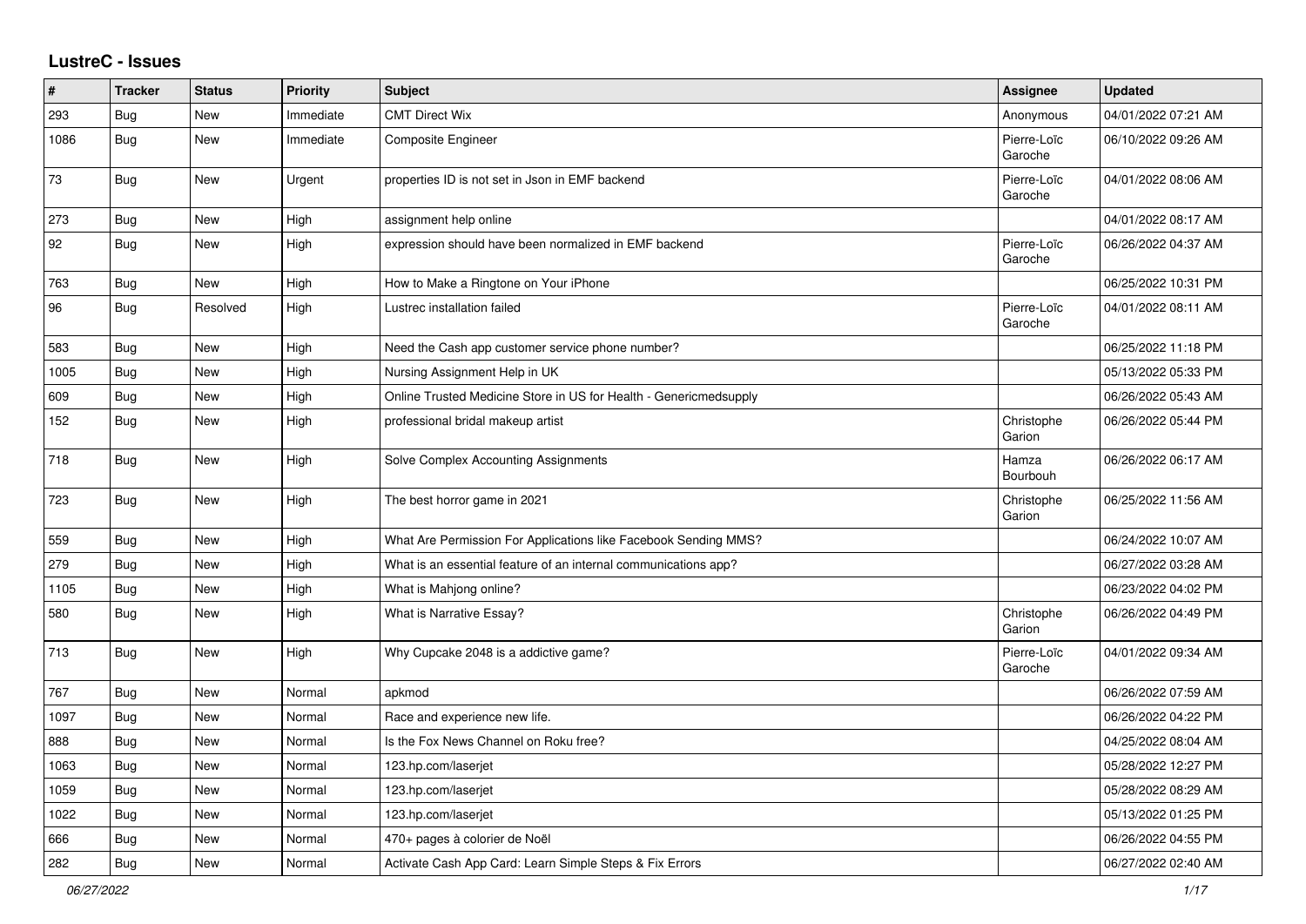# LustreC - Issues

| # | Tracker | Status | Priority | Subject | Assignee | Updated |
|---|---|---|---|---|---|---|
| 293 | Bug | New | Immediate | CMT Direct Wix | Anonymous | 04/01/2022 07:21 AM |
| 1086 | Bug | New | Immediate | Composite Engineer | Pierre-Loïc Garoche | 06/10/2022 09:26 AM |
| 73 | Bug | New | Urgent | properties ID is not set in Json in EMF backend | Pierre-Loïc Garoche | 04/01/2022 08:06 AM |
| 273 | Bug | New | High | assignment help online | | 04/01/2022 08:17 AM |
| 92 | Bug | New | High | expression should have been normalized in EMF backend | Pierre-Loïc Garoche | 06/26/2022 04:37 AM |
| 763 | Bug | New | High | How to Make a Ringtone on Your iPhone | | 06/25/2022 10:31 PM |
| 96 | Bug | Resolved | High | Lustrec installation failed | Pierre-Loïc Garoche | 04/01/2022 08:11 AM |
| 583 | Bug | New | High | Need the Cash app customer service phone number? | | 06/25/2022 11:18 PM |
| 1005 | Bug | New | High | Nursing Assignment Help in UK | | 05/13/2022 05:33 PM |
| 609 | Bug | New | High | Online Trusted Medicine Store in US for Health - Genericmedsupply | | 06/26/2022 05:43 AM |
| 152 | Bug | New | High | professional bridal makeup artist | Christophe Garion | 06/26/2022 05:44 PM |
| 718 | Bug | New | High | Solve Complex Accounting Assignments | Hamza Bourbouh | 06/26/2022 06:17 AM |
| 723 | Bug | New | High | The best horror game in 2021 | Christophe Garion | 06/25/2022 11:56 AM |
| 559 | Bug | New | High | What Are Permission For Applications like Facebook Sending MMS? | | 06/24/2022 10:07 AM |
| 279 | Bug | New | High | What is an essential feature of an internal communications app? | | 06/27/2022 03:28 AM |
| 1105 | Bug | New | High | What is Mahjong online? | | 06/23/2022 04:02 PM |
| 580 | Bug | New | High | What is Narrative Essay? | Christophe Garion | 06/26/2022 04:49 PM |
| 713 | Bug | New | High | Why Cupcake 2048 is a addictive game? | Pierre-Loïc Garoche | 04/01/2022 09:34 AM |
| 767 | Bug | New | Normal | apkmod | | 06/26/2022 07:59 AM |
| 1097 | Bug | New | Normal | Race and experience new life. | | 06/26/2022 04:22 PM |
| 888 | Bug | New | Normal | Is the Fox News Channel on Roku free? | | 04/25/2022 08:04 AM |
| 1063 | Bug | New | Normal | 123.hp.com/laserjet | | 05/28/2022 12:27 PM |
| 1059 | Bug | New | Normal | 123.hp.com/laserjet | | 05/28/2022 08:29 AM |
| 1022 | Bug | New | Normal | 123.hp.com/laserjet | | 05/13/2022 01:25 PM |
| 666 | Bug | New | Normal | 470+ pages à colorier de Noël | | 06/26/2022 04:55 PM |
| 282 | Bug | New | Normal | Activate Cash App Card: Learn Simple Steps & Fix Errors | | 06/27/2022 02:40 AM |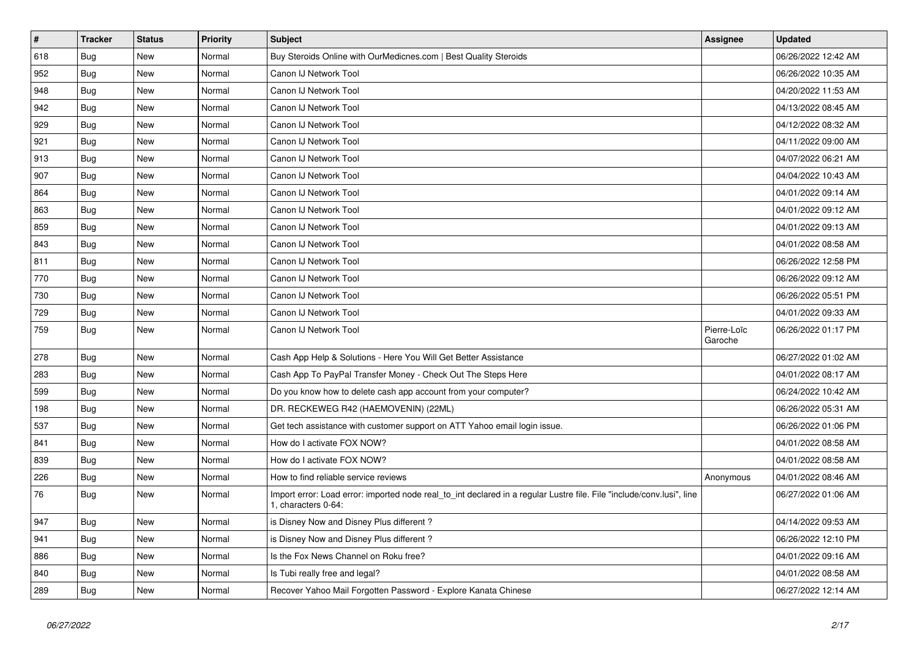| # | Tracker | Status | Priority | Subject | Assignee | Updated |
|---|---|---|---|---|---|---|
| 618 | Bug | New | Normal | Buy Steroids Online with OurMedicnes.com \| Best Quality Steroids | | 06/26/2022 12:42 AM |
| 952 | Bug | New | Normal | Canon IJ Network Tool | | 06/26/2022 10:35 AM |
| 948 | Bug | New | Normal | Canon IJ Network Tool | | 04/20/2022 11:53 AM |
| 942 | Bug | New | Normal | Canon IJ Network Tool | | 04/13/2022 08:45 AM |
| 929 | Bug | New | Normal | Canon IJ Network Tool | | 04/12/2022 08:32 AM |
| 921 | Bug | New | Normal | Canon IJ Network Tool | | 04/11/2022 09:00 AM |
| 913 | Bug | New | Normal | Canon IJ Network Tool | | 04/07/2022 06:21 AM |
| 907 | Bug | New | Normal | Canon IJ Network Tool | | 04/04/2022 10:43 AM |
| 864 | Bug | New | Normal | Canon IJ Network Tool | | 04/01/2022 09:14 AM |
| 863 | Bug | New | Normal | Canon IJ Network Tool | | 04/01/2022 09:12 AM |
| 859 | Bug | New | Normal | Canon IJ Network Tool | | 04/01/2022 09:13 AM |
| 843 | Bug | New | Normal | Canon IJ Network Tool | | 04/01/2022 08:58 AM |
| 811 | Bug | New | Normal | Canon IJ Network Tool | | 06/26/2022 12:58 PM |
| 770 | Bug | New | Normal | Canon IJ Network Tool | | 06/26/2022 09:12 AM |
| 730 | Bug | New | Normal | Canon IJ Network Tool | | 06/26/2022 05:51 PM |
| 729 | Bug | New | Normal | Canon IJ Network Tool | | 04/01/2022 09:33 AM |
| 759 | Bug | New | Normal | Canon IJ Network Tool | Pierre-Loïc Garoche | 06/26/2022 01:17 PM |
| 278 | Bug | New | Normal | Cash App Help & Solutions - Here You Will Get Better Assistance | | 06/27/2022 01:02 AM |
| 283 | Bug | New | Normal | Cash App To PayPal Transfer Money - Check Out The Steps Here | | 04/01/2022 08:17 AM |
| 599 | Bug | New | Normal | Do you know how to delete cash app account from your computer? | | 06/24/2022 10:42 AM |
| 198 | Bug | New | Normal | DR. RECKEWEG R42 (HAEMOVENIN) (22ML) | | 06/26/2022 05:31 AM |
| 537 | Bug | New | Normal | Get tech assistance with customer support on ATT Yahoo email login issue. | | 06/26/2022 01:06 PM |
| 841 | Bug | New | Normal | How do I activate FOX NOW? | | 04/01/2022 08:58 AM |
| 839 | Bug | New | Normal | How do I activate FOX NOW? | | 04/01/2022 08:58 AM |
| 226 | Bug | New | Normal | How to find reliable service reviews | Anonymous | 04/01/2022 08:46 AM |
| 76 | Bug | New | Normal | Import error: Load error: imported node real_to_int declared in a regular Lustre file. File "include/conv.lusi", line 1, characters 0-64: | | 06/27/2022 01:06 AM |
| 947 | Bug | New | Normal | is Disney Now and Disney Plus different ? | | 04/14/2022 09:53 AM |
| 941 | Bug | New | Normal | is Disney Now and Disney Plus different ? | | 06/26/2022 12:10 PM |
| 886 | Bug | New | Normal | Is the Fox News Channel on Roku free? | | 04/01/2022 09:16 AM |
| 840 | Bug | New | Normal | Is Tubi really free and legal? | | 04/01/2022 08:58 AM |
| 289 | Bug | New | Normal | Recover Yahoo Mail Forgotten Password - Explore Kanata Chinese | | 06/27/2022 12:14 AM |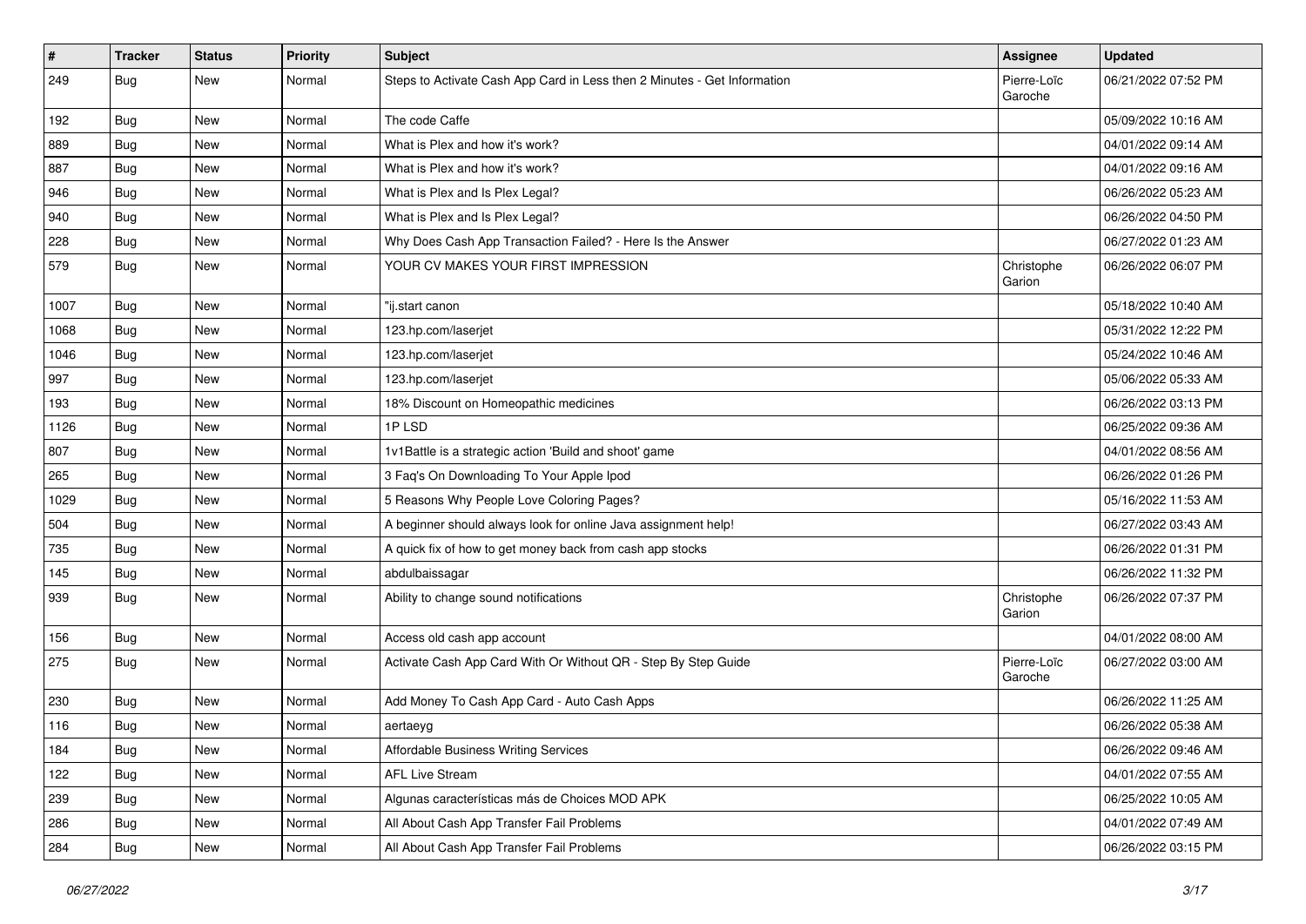| # | Tracker | Status | Priority | Subject | Assignee | Updated |
| --- | --- | --- | --- | --- | --- | --- |
| 249 | Bug | New | Normal | Steps to Activate Cash App Card in Less then 2 Minutes - Get Information | Pierre-Loïc Garoche | 06/21/2022 07:52 PM |
| 192 | Bug | New | Normal | The code Caffe | | 05/09/2022 10:16 AM |
| 889 | Bug | New | Normal | What is Plex and how it's work? | | 04/01/2022 09:14 AM |
| 887 | Bug | New | Normal | What is Plex and how it's work? | | 04/01/2022 09:16 AM |
| 946 | Bug | New | Normal | What is Plex and Is Plex Legal? | | 06/26/2022 05:23 AM |
| 940 | Bug | New | Normal | What is Plex and Is Plex Legal? | | 06/26/2022 04:50 PM |
| 228 | Bug | New | Normal | Why Does Cash App Transaction Failed? - Here Is the Answer | | 06/27/2022 01:23 AM |
| 579 | Bug | New | Normal | YOUR CV MAKES YOUR FIRST IMPRESSION | Christophe Garion | 06/26/2022 06:07 PM |
| 1007 | Bug | New | Normal | "ij.start canon | | 05/18/2022 10:40 AM |
| 1068 | Bug | New | Normal | 123.hp.com/laserjet | | 05/31/2022 12:22 PM |
| 1046 | Bug | New | Normal | 123.hp.com/laserjet | | 05/24/2022 10:46 AM |
| 997 | Bug | New | Normal | 123.hp.com/laserjet | | 05/06/2022 05:33 AM |
| 193 | Bug | New | Normal | 18% Discount on Homeopathic medicines | | 06/26/2022 03:13 PM |
| 1126 | Bug | New | Normal | 1P LSD | | 06/25/2022 09:36 AM |
| 807 | Bug | New | Normal | 1v1Battle is a strategic action 'Build and shoot' game | | 04/01/2022 08:56 AM |
| 265 | Bug | New | Normal | 3 Faq's On Downloading To Your Apple Ipod | | 06/26/2022 01:26 PM |
| 1029 | Bug | New | Normal | 5 Reasons Why People Love Coloring Pages? | | 05/16/2022 11:53 AM |
| 504 | Bug | New | Normal | A beginner should always look for online Java assignment help! | | 06/27/2022 03:43 AM |
| 735 | Bug | New | Normal | A quick fix of how to get money back from cash app stocks | | 06/26/2022 01:31 PM |
| 145 | Bug | New | Normal | abdulbaissagar | | 06/26/2022 11:32 PM |
| 939 | Bug | New | Normal | Ability to change sound notifications | Christophe Garion | 06/26/2022 07:37 PM |
| 156 | Bug | New | Normal | Access old cash app account | | 04/01/2022 08:00 AM |
| 275 | Bug | New | Normal | Activate Cash App Card With Or Without QR - Step By Step Guide | Pierre-Loïc Garoche | 06/27/2022 03:00 AM |
| 230 | Bug | New | Normal | Add Money To Cash App Card - Auto Cash Apps | | 06/26/2022 11:25 AM |
| 116 | Bug | New | Normal | aertaeyg | | 06/26/2022 05:38 AM |
| 184 | Bug | New | Normal | Affordable Business Writing Services | | 06/26/2022 09:46 AM |
| 122 | Bug | New | Normal | AFL Live Stream | | 04/01/2022 07:55 AM |
| 239 | Bug | New | Normal | Algunas características más de Choices MOD APK | | 06/25/2022 10:05 AM |
| 286 | Bug | New | Normal | All About Cash App Transfer Fail Problems | | 04/01/2022 07:49 AM |
| 284 | Bug | New | Normal | All About Cash App Transfer Fail Problems | | 06/26/2022 03:15 PM |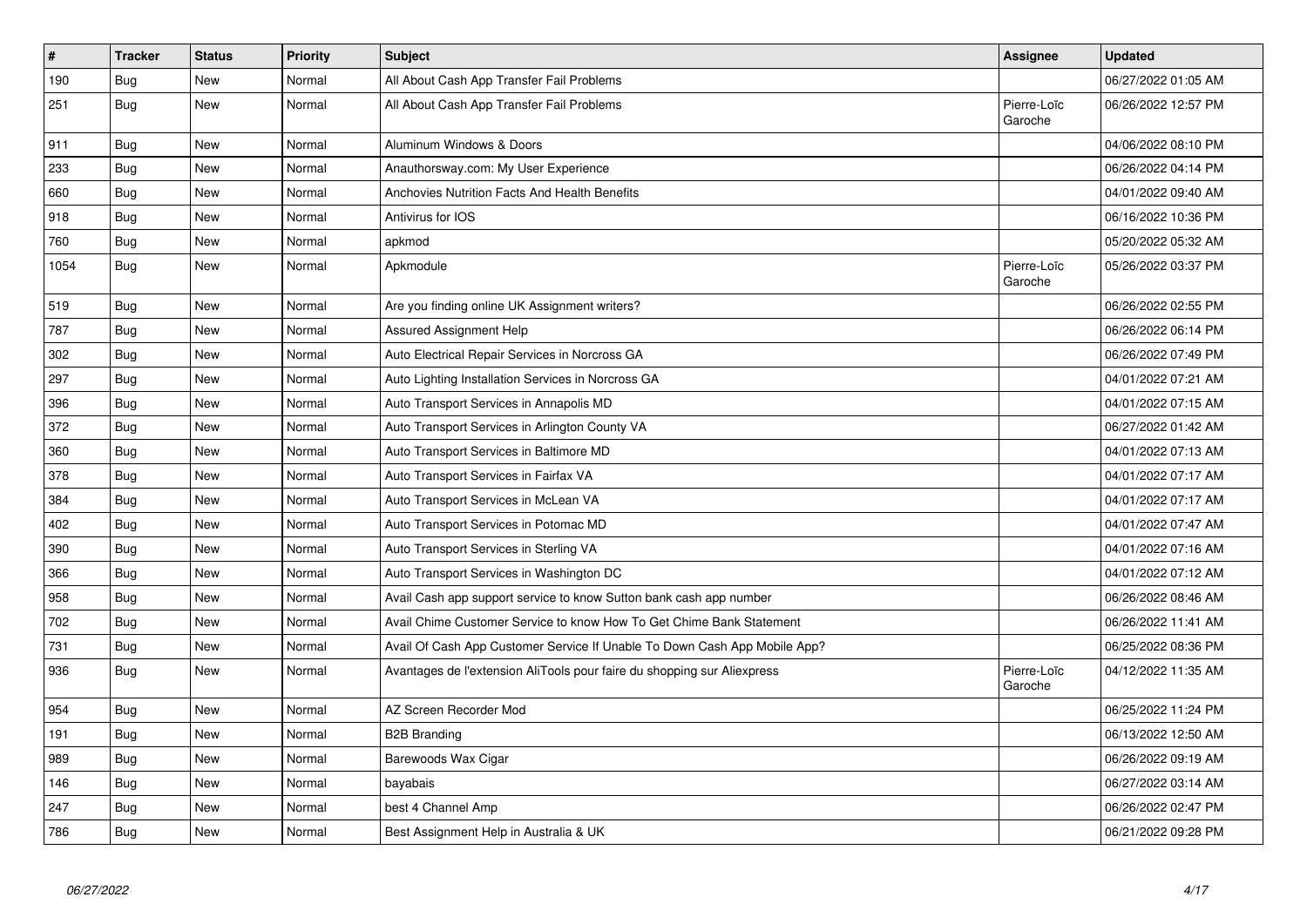| # | Tracker | Status | Priority | Subject | Assignee | Updated |
|---|---|---|---|---|---|---|
| 190 | Bug | New | Normal | All About Cash App Transfer Fail Problems | | 06/27/2022 01:05 AM |
| 251 | Bug | New | Normal | All About Cash App Transfer Fail Problems | Pierre-Loïc Garoche | 06/26/2022 12:57 PM |
| 911 | Bug | New | Normal | Aluminum Windows & Doors | | 04/06/2022 08:10 PM |
| 233 | Bug | New | Normal | Anauthorsway.com: My User Experience | | 06/26/2022 04:14 PM |
| 660 | Bug | New | Normal | Anchovies Nutrition Facts And Health Benefits | | 04/01/2022 09:40 AM |
| 918 | Bug | New | Normal | Antivirus for IOS | | 06/16/2022 10:36 PM |
| 760 | Bug | New | Normal | apkmod | | 05/20/2022 05:32 AM |
| 1054 | Bug | New | Normal | Apkmodule | Pierre-Loïc Garoche | 05/26/2022 03:37 PM |
| 519 | Bug | New | Normal | Are you finding online UK Assignment writers? | | 06/26/2022 02:55 PM |
| 787 | Bug | New | Normal | Assured Assignment Help | | 06/26/2022 06:14 PM |
| 302 | Bug | New | Normal | Auto Electrical Repair Services in Norcross GA | | 06/26/2022 07:49 PM |
| 297 | Bug | New | Normal | Auto Lighting Installation Services in Norcross GA | | 04/01/2022 07:21 AM |
| 396 | Bug | New | Normal | Auto Transport Services in Annapolis MD | | 04/01/2022 07:15 AM |
| 372 | Bug | New | Normal | Auto Transport Services in Arlington County VA | | 06/27/2022 01:42 AM |
| 360 | Bug | New | Normal | Auto Transport Services in Baltimore MD | | 04/01/2022 07:13 AM |
| 378 | Bug | New | Normal | Auto Transport Services in Fairfax VA | | 04/01/2022 07:17 AM |
| 384 | Bug | New | Normal | Auto Transport Services in McLean VA | | 04/01/2022 07:17 AM |
| 402 | Bug | New | Normal | Auto Transport Services in Potomac MD | | 04/01/2022 07:47 AM |
| 390 | Bug | New | Normal | Auto Transport Services in Sterling VA | | 04/01/2022 07:16 AM |
| 366 | Bug | New | Normal | Auto Transport Services in Washington DC | | 04/01/2022 07:12 AM |
| 958 | Bug | New | Normal | Avail Cash app support service to know Sutton bank cash app number | | 06/26/2022 08:46 AM |
| 702 | Bug | New | Normal | Avail Chime Customer Service to know How To Get Chime Bank Statement | | 06/26/2022 11:41 AM |
| 731 | Bug | New | Normal | Avail Of Cash App Customer Service If Unable To Down Cash App Mobile App? | | 06/25/2022 08:36 PM |
| 936 | Bug | New | Normal | Avantages de l'extension AliTools pour faire du shopping sur Aliexpress | Pierre-Loïc Garoche | 04/12/2022 11:35 AM |
| 954 | Bug | New | Normal | AZ Screen Recorder Mod | | 06/25/2022 11:24 PM |
| 191 | Bug | New | Normal | B2B Branding | | 06/13/2022 12:50 AM |
| 989 | Bug | New | Normal | Barewoods Wax Cigar | | 06/26/2022 09:19 AM |
| 146 | Bug | New | Normal | bayabais | | 06/27/2022 03:14 AM |
| 247 | Bug | New | Normal | best 4 Channel Amp | | 06/26/2022 02:47 PM |
| 786 | Bug | New | Normal | Best Assignment Help in Australia & UK | | 06/21/2022 09:28 PM |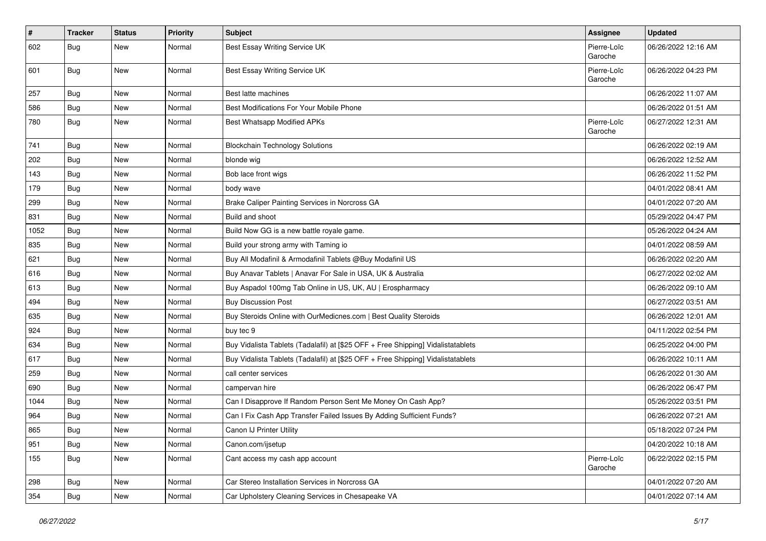| # | Tracker | Status | Priority | Subject | Assignee | Updated |
|---|---|---|---|---|---|---|
| 602 | Bug | New | Normal | Best Essay Writing Service UK | Pierre-Loïc Garoche | 06/26/2022 12:16 AM |
| 601 | Bug | New | Normal | Best Essay Writing Service UK | Pierre-Loïc Garoche | 06/26/2022 04:23 PM |
| 257 | Bug | New | Normal | Best latte machines | | 06/26/2022 11:07 AM |
| 586 | Bug | New | Normal | Best Modifications For Your Mobile Phone | | 06/26/2022 01:51 AM |
| 780 | Bug | New | Normal | Best Whatsapp Modified APKs | Pierre-Loïc Garoche | 06/27/2022 12:31 AM |
| 741 | Bug | New | Normal | Blockchain Technology Solutions | | 06/26/2022 02:19 AM |
| 202 | Bug | New | Normal | blonde wig | | 06/26/2022 12:52 AM |
| 143 | Bug | New | Normal | Bob lace front wigs | | 06/26/2022 11:52 PM |
| 179 | Bug | New | Normal | body wave | | 04/01/2022 08:41 AM |
| 299 | Bug | New | Normal | Brake Caliper Painting Services in Norcross GA | | 04/01/2022 07:20 AM |
| 831 | Bug | New | Normal | Build and shoot | | 05/29/2022 04:47 PM |
| 1052 | Bug | New | Normal | Build Now GG is a new battle royale game. | | 05/26/2022 04:24 AM |
| 835 | Bug | New | Normal | Build your strong army with Taming io | | 04/01/2022 08:59 AM |
| 621 | Bug | New | Normal | Buy All Modafinil & Armodafinil Tablets @Buy Modafinil US | | 06/26/2022 02:20 AM |
| 616 | Bug | New | Normal | Buy Anavar Tablets \| Anavar For Sale in USA, UK & Australia | | 06/27/2022 02:02 AM |
| 613 | Bug | New | Normal | Buy Aspadol 100mg Tab Online in US, UK, AU \| Erospharmacy | | 06/26/2022 09:10 AM |
| 494 | Bug | New | Normal | Buy Discussion Post | | 06/27/2022 03:51 AM |
| 635 | Bug | New | Normal | Buy Steroids Online with OurMedicnes.com \| Best Quality Steroids | | 06/26/2022 12:01 AM |
| 924 | Bug | New | Normal | buy tec 9 | | 04/11/2022 02:54 PM |
| 634 | Bug | New | Normal | Buy Vidalista Tablets (Tadalafil) at [$25 OFF + Free Shipping] Vidalistatablets | | 06/25/2022 04:00 PM |
| 617 | Bug | New | Normal | Buy Vidalista Tablets (Tadalafil) at [$25 OFF + Free Shipping] Vidalistatablets | | 06/26/2022 10:11 AM |
| 259 | Bug | New | Normal | call center services | | 06/26/2022 01:30 AM |
| 690 | Bug | New | Normal | campervan hire | | 06/26/2022 06:47 PM |
| 1044 | Bug | New | Normal | Can I Disapprove If Random Person Sent Me Money On Cash App? | | 05/26/2022 03:51 PM |
| 964 | Bug | New | Normal | Can I Fix Cash App Transfer Failed Issues By Adding Sufficient Funds? | | 06/26/2022 07:21 AM |
| 865 | Bug | New | Normal | Canon IJ Printer Utility | | 05/18/2022 07:24 PM |
| 951 | Bug | New | Normal | Canon.com/ijsetup | | 04/20/2022 10:18 AM |
| 155 | Bug | New | Normal | Cant access my cash app account | Pierre-Loïc Garoche | 06/22/2022 02:15 PM |
| 298 | Bug | New | Normal | Car Stereo Installation Services in Norcross GA | | 04/01/2022 07:20 AM |
| 354 | Bug | New | Normal | Car Upholstery Cleaning Services in Chesapeake VA | | 04/01/2022 07:14 AM |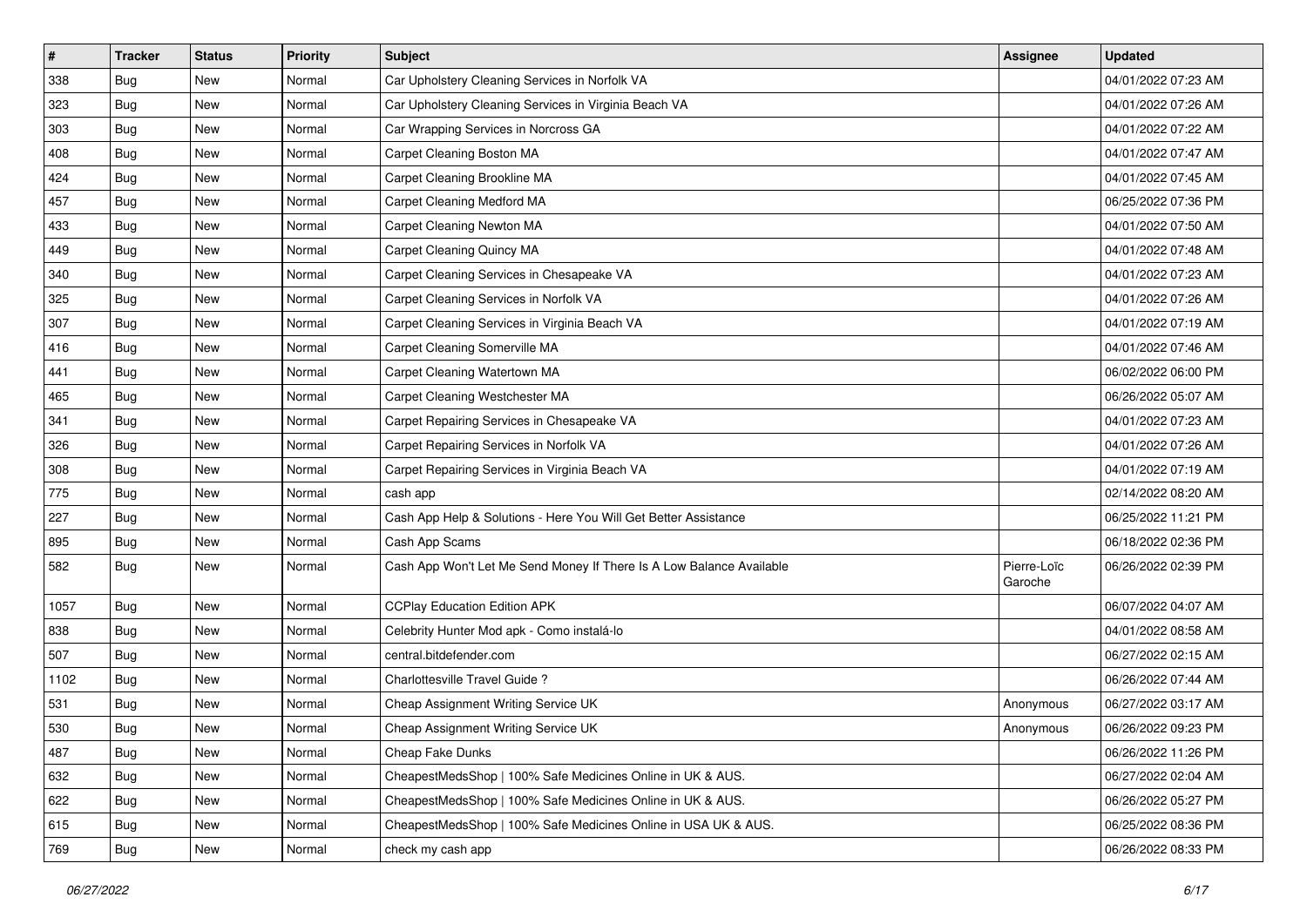| # | Tracker | Status | Priority | Subject | Assignee | Updated |
|---|---|---|---|---|---|---|
| 338 | Bug | New | Normal | Car Upholstery Cleaning Services in Norfolk VA | | 04/01/2022 07:23 AM |
| 323 | Bug | New | Normal | Car Upholstery Cleaning Services in Virginia Beach VA | | 04/01/2022 07:26 AM |
| 303 | Bug | New | Normal | Car Wrapping Services in Norcross GA | | 04/01/2022 07:22 AM |
| 408 | Bug | New | Normal | Carpet Cleaning Boston MA | | 04/01/2022 07:47 AM |
| 424 | Bug | New | Normal | Carpet Cleaning Brookline MA | | 04/01/2022 07:45 AM |
| 457 | Bug | New | Normal | Carpet Cleaning Medford MA | | 06/25/2022 07:36 PM |
| 433 | Bug | New | Normal | Carpet Cleaning Newton MA | | 04/01/2022 07:50 AM |
| 449 | Bug | New | Normal | Carpet Cleaning Quincy MA | | 04/01/2022 07:48 AM |
| 340 | Bug | New | Normal | Carpet Cleaning Services in Chesapeake VA | | 04/01/2022 07:23 AM |
| 325 | Bug | New | Normal | Carpet Cleaning Services in Norfolk VA | | 04/01/2022 07:26 AM |
| 307 | Bug | New | Normal | Carpet Cleaning Services in Virginia Beach VA | | 04/01/2022 07:19 AM |
| 416 | Bug | New | Normal | Carpet Cleaning Somerville MA | | 04/01/2022 07:46 AM |
| 441 | Bug | New | Normal | Carpet Cleaning Watertown MA | | 06/02/2022 06:00 PM |
| 465 | Bug | New | Normal | Carpet Cleaning Westchester MA | | 06/26/2022 05:07 AM |
| 341 | Bug | New | Normal | Carpet Repairing Services in Chesapeake VA | | 04/01/2022 07:23 AM |
| 326 | Bug | New | Normal | Carpet Repairing Services in Norfolk VA | | 04/01/2022 07:26 AM |
| 308 | Bug | New | Normal | Carpet Repairing Services in Virginia Beach VA | | 04/01/2022 07:19 AM |
| 775 | Bug | New | Normal | cash app | | 02/14/2022 08:20 AM |
| 227 | Bug | New | Normal | Cash App Help & Solutions - Here You Will Get Better Assistance | | 06/25/2022 11:21 PM |
| 895 | Bug | New | Normal | Cash App Scams | | 06/18/2022 02:36 PM |
| 582 | Bug | New | Normal | Cash App Won't Let Me Send Money If There Is A Low Balance Available | Pierre-Loïc Garoche | 06/26/2022 02:39 PM |
| 1057 | Bug | New | Normal | CCPlay Education Edition APK | | 06/07/2022 04:07 AM |
| 838 | Bug | New | Normal | Celebrity Hunter Mod apk - Como instalá-lo | | 04/01/2022 08:58 AM |
| 507 | Bug | New | Normal | central.bitdefender.com | | 06/27/2022 02:15 AM |
| 1102 | Bug | New | Normal | Charlottesville Travel Guide ? | | 06/26/2022 07:44 AM |
| 531 | Bug | New | Normal | Cheap Assignment Writing Service UK | Anonymous | 06/27/2022 03:17 AM |
| 530 | Bug | New | Normal | Cheap Assignment Writing Service UK | Anonymous | 06/26/2022 09:23 PM |
| 487 | Bug | New | Normal | Cheap Fake Dunks | | 06/26/2022 11:26 PM |
| 632 | Bug | New | Normal | CheapestMedsShop \| 100% Safe Medicines Online in UK & AUS. | | 06/27/2022 02:04 AM |
| 622 | Bug | New | Normal | CheapestMedsShop \| 100% Safe Medicines Online in UK & AUS. | | 06/26/2022 05:27 PM |
| 615 | Bug | New | Normal | CheapestMedsShop \| 100% Safe Medicines Online in USA UK & AUS. | | 06/25/2022 08:36 PM |
| 769 | Bug | New | Normal | check my cash app | | 06/26/2022 08:33 PM |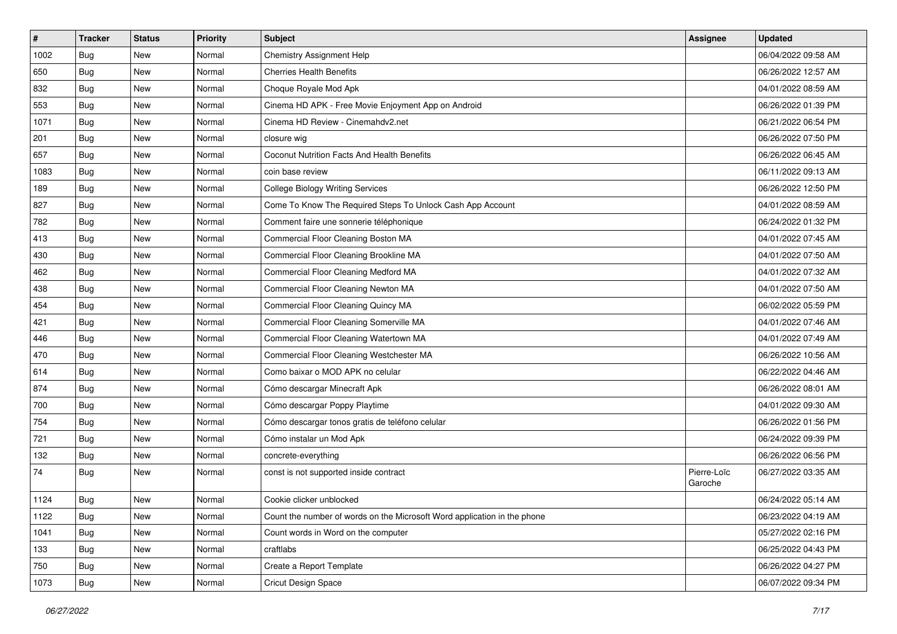| # | Tracker | Status | Priority | Subject | Assignee | Updated |
|---|---|---|---|---|---|---|
| 1002 | Bug | New | Normal | Chemistry Assignment Help | | 06/04/2022 09:58 AM |
| 650 | Bug | New | Normal | Cherries Health Benefits | | 06/26/2022 12:57 AM |
| 832 | Bug | New | Normal | Choque Royale Mod Apk | | 04/01/2022 08:59 AM |
| 553 | Bug | New | Normal | Cinema HD APK - Free Movie Enjoyment App on Android | | 06/26/2022 01:39 PM |
| 1071 | Bug | New | Normal | Cinema HD Review - Cinemahdv2.net | | 06/21/2022 06:54 PM |
| 201 | Bug | New | Normal | closure wig | | 06/26/2022 07:50 PM |
| 657 | Bug | New | Normal | Coconut Nutrition Facts And Health Benefits | | 06/26/2022 06:45 AM |
| 1083 | Bug | New | Normal | coin base review | | 06/11/2022 09:13 AM |
| 189 | Bug | New | Normal | College Biology Writing Services | | 06/26/2022 12:50 PM |
| 827 | Bug | New | Normal | Come To Know The Required Steps To Unlock Cash App Account | | 04/01/2022 08:59 AM |
| 782 | Bug | New | Normal | Comment faire une sonnerie téléphonique | | 06/24/2022 01:32 PM |
| 413 | Bug | New | Normal | Commercial Floor Cleaning Boston MA | | 04/01/2022 07:45 AM |
| 430 | Bug | New | Normal | Commercial Floor Cleaning Brookline MA | | 04/01/2022 07:50 AM |
| 462 | Bug | New | Normal | Commercial Floor Cleaning Medford MA | | 04/01/2022 07:32 AM |
| 438 | Bug | New | Normal | Commercial Floor Cleaning Newton MA | | 04/01/2022 07:50 AM |
| 454 | Bug | New | Normal | Commercial Floor Cleaning Quincy MA | | 06/02/2022 05:59 PM |
| 421 | Bug | New | Normal | Commercial Floor Cleaning Somerville MA | | 04/01/2022 07:46 AM |
| 446 | Bug | New | Normal | Commercial Floor Cleaning Watertown MA | | 04/01/2022 07:49 AM |
| 470 | Bug | New | Normal | Commercial Floor Cleaning Westchester MA | | 06/26/2022 10:56 AM |
| 614 | Bug | New | Normal | Como baixar o MOD APK no celular | | 06/22/2022 04:46 AM |
| 874 | Bug | New | Normal | Cómo descargar Minecraft Apk | | 06/26/2022 08:01 AM |
| 700 | Bug | New | Normal | Cómo descargar Poppy Playtime | | 04/01/2022 09:30 AM |
| 754 | Bug | New | Normal | Cómo descargar tonos gratis de teléfono celular | | 06/26/2022 01:56 PM |
| 721 | Bug | New | Normal | Cómo instalar un Mod Apk | | 06/24/2022 09:39 PM |
| 132 | Bug | New | Normal | concrete-everything | | 06/26/2022 06:56 PM |
| 74 | Bug | New | Normal | const is not supported inside contract | Pierre-Loïc Garoche | 06/27/2022 03:35 AM |
| 1124 | Bug | New | Normal | Cookie clicker unblocked | | 06/24/2022 05:14 AM |
| 1122 | Bug | New | Normal | Count the number of words on the Microsoft Word application in the phone | | 06/23/2022 04:19 AM |
| 1041 | Bug | New | Normal | Count words in Word on the computer | | 05/27/2022 02:16 PM |
| 133 | Bug | New | Normal | craftlabs | | 06/25/2022 04:43 PM |
| 750 | Bug | New | Normal | Create a Report Template | | 06/26/2022 04:27 PM |
| 1073 | Bug | New | Normal | Cricut Design Space | | 06/07/2022 09:34 PM |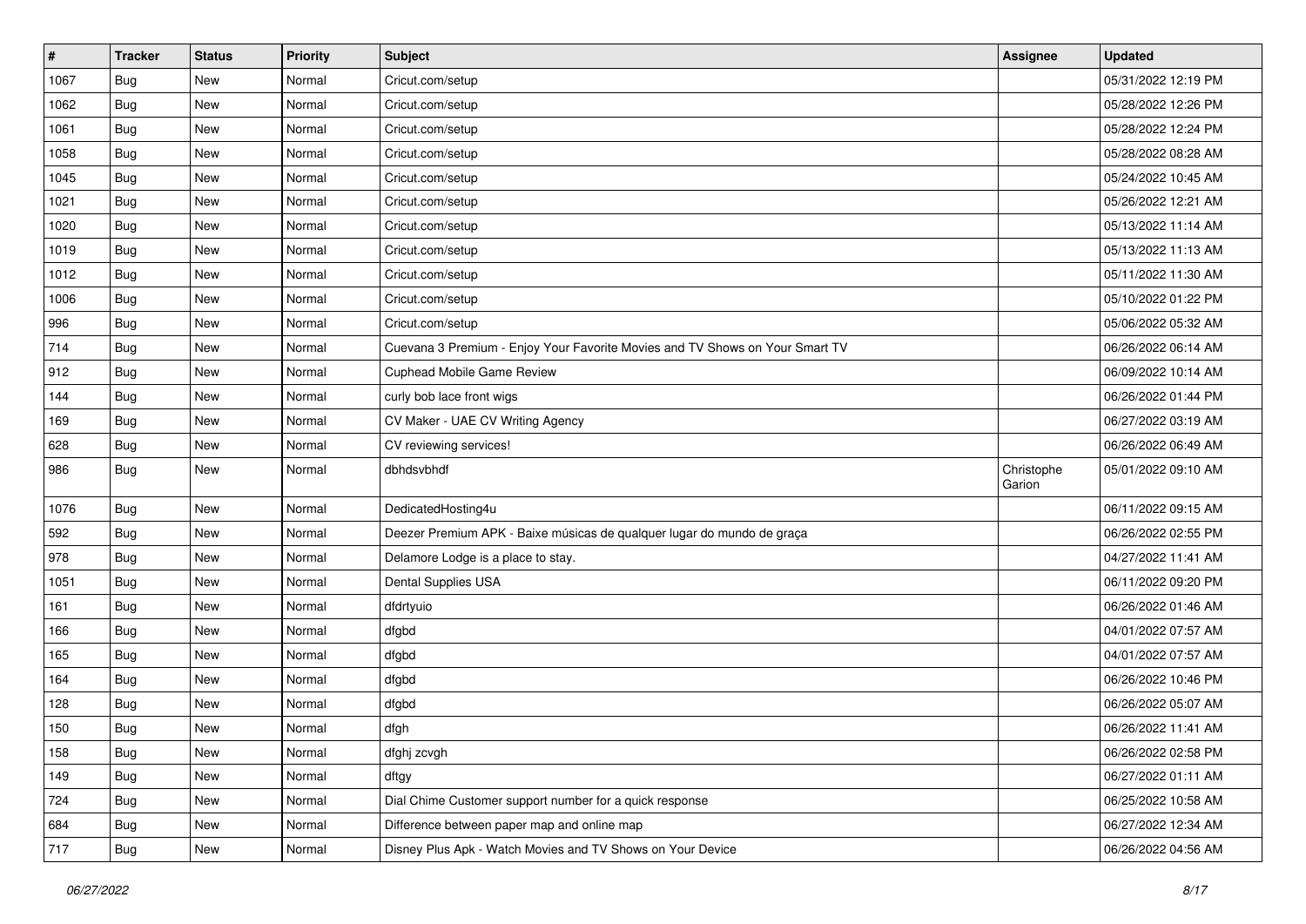| # | Tracker | Status | Priority | Subject | Assignee | Updated |
|---|---|---|---|---|---|---|
| 1067 | Bug | New | Normal | Cricut.com/setup | | 05/31/2022 12:19 PM |
| 1062 | Bug | New | Normal | Cricut.com/setup | | 05/28/2022 12:26 PM |
| 1061 | Bug | New | Normal | Cricut.com/setup | | 05/28/2022 12:24 PM |
| 1058 | Bug | New | Normal | Cricut.com/setup | | 05/28/2022 08:28 AM |
| 1045 | Bug | New | Normal | Cricut.com/setup | | 05/24/2022 10:45 AM |
| 1021 | Bug | New | Normal | Cricut.com/setup | | 05/26/2022 12:21 AM |
| 1020 | Bug | New | Normal | Cricut.com/setup | | 05/13/2022 11:14 AM |
| 1019 | Bug | New | Normal | Cricut.com/setup | | 05/13/2022 11:13 AM |
| 1012 | Bug | New | Normal | Cricut.com/setup | | 05/11/2022 11:30 AM |
| 1006 | Bug | New | Normal | Cricut.com/setup | | 05/10/2022 01:22 PM |
| 996 | Bug | New | Normal | Cricut.com/setup | | 05/06/2022 05:32 AM |
| 714 | Bug | New | Normal | Cuevana 3 Premium - Enjoy Your Favorite Movies and TV Shows on Your Smart TV | | 06/26/2022 06:14 AM |
| 912 | Bug | New | Normal | Cuphead Mobile Game Review | | 06/09/2022 10:14 AM |
| 144 | Bug | New | Normal | curly bob lace front wigs | | 06/26/2022 01:44 PM |
| 169 | Bug | New | Normal | CV Maker - UAE CV Writing Agency | | 06/27/2022 03:19 AM |
| 628 | Bug | New | Normal | CV reviewing services! | | 06/26/2022 06:49 AM |
| 986 | Bug | New | Normal | dbhdsvbhdf | Christophe Garion | 05/01/2022 09:10 AM |
| 1076 | Bug | New | Normal | DedicatedHosting4u | | 06/11/2022 09:15 AM |
| 592 | Bug | New | Normal | Deezer Premium APK - Baixe músicas de qualquer lugar do mundo de graça | | 06/26/2022 02:55 PM |
| 978 | Bug | New | Normal | Delamore Lodge is a place to stay. | | 04/27/2022 11:41 AM |
| 1051 | Bug | New | Normal | Dental Supplies USA | | 06/11/2022 09:20 PM |
| 161 | Bug | New | Normal | dfdrtyuio | | 06/26/2022 01:46 AM |
| 166 | Bug | New | Normal | dfgbd | | 04/01/2022 07:57 AM |
| 165 | Bug | New | Normal | dfgbd | | 04/01/2022 07:57 AM |
| 164 | Bug | New | Normal | dfgbd | | 06/26/2022 10:46 PM |
| 128 | Bug | New | Normal | dfgbd | | 06/26/2022 05:07 AM |
| 150 | Bug | New | Normal | dfgh | | 06/26/2022 11:41 AM |
| 158 | Bug | New | Normal | dfghj zcvgh | | 06/26/2022 02:58 PM |
| 149 | Bug | New | Normal | dftgy | | 06/27/2022 01:11 AM |
| 724 | Bug | New | Normal | Dial Chime Customer support number for a quick response | | 06/25/2022 10:58 AM |
| 684 | Bug | New | Normal | Difference between paper map and online map | | 06/27/2022 12:34 AM |
| 717 | Bug | New | Normal | Disney Plus Apk - Watch Movies and TV Shows on Your Device | | 06/26/2022 04:56 AM |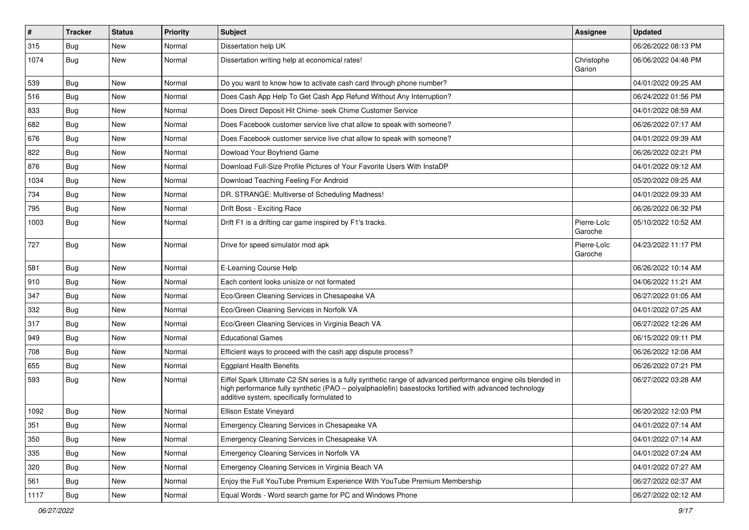| # | Tracker | Status | Priority | Subject | Assignee | Updated |
|---|---|---|---|---|---|---|
| 315 | Bug | New | Normal | Dissertation help UK | | 06/26/2022 08:13 PM |
| 1074 | Bug | New | Normal | Dissertation writing help at economical rates! | Christophe Garion | 06/06/2022 04:48 PM |
| 539 | Bug | New | Normal | Do you want to know how to activate cash card through phone number? | | 04/01/2022 09:25 AM |
| 516 | Bug | New | Normal | Does Cash App Help To Get Cash App Refund Without Any Interruption? | | 06/24/2022 01:56 PM |
| 833 | Bug | New | Normal | Does Direct Deposit Hit Chime- seek Chime Customer Service | | 04/01/2022 08:59 AM |
| 682 | Bug | New | Normal | Does Facebook customer service live chat allow to speak with someone? | | 06/26/2022 07:17 AM |
| 676 | Bug | New | Normal | Does Facebook customer service live chat allow to speak with someone? | | 04/01/2022 09:39 AM |
| 822 | Bug | New | Normal | Dowload Your Boyfriend Game | | 06/26/2022 02:21 PM |
| 876 | Bug | New | Normal | Download Full-Size Profile Pictures of Your Favorite Users With InstaDP | | 04/01/2022 09:12 AM |
| 1034 | Bug | New | Normal | Download Teaching Feeling For Android | | 05/20/2022 09:25 AM |
| 734 | Bug | New | Normal | DR. STRANGE: Multiverse of Scheduling Madness! | | 04/01/2022 09:33 AM |
| 795 | Bug | New | Normal | Drift Boss - Exciting Race | | 06/26/2022 06:32 PM |
| 1003 | Bug | New | Normal | Drift F1 is a drifting car game inspired by F1's tracks. | Pierre-Loïc Garoche | 05/10/2022 10:52 AM |
| 727 | Bug | New | Normal | Drive for speed simulator mod apk | Pierre-Loïc Garoche | 04/23/2022 11:17 PM |
| 581 | Bug | New | Normal | E-Learning Course Help | | 06/26/2022 10:14 AM |
| 910 | Bug | New | Normal | Each content looks unisize or not formated | | 04/06/2022 11:21 AM |
| 347 | Bug | New | Normal | Eco/Green Cleaning Services in Chesapeake VA | | 06/27/2022 01:05 AM |
| 332 | Bug | New | Normal | Eco/Green Cleaning Services in Norfolk VA | | 04/01/2022 07:25 AM |
| 317 | Bug | New | Normal | Eco/Green Cleaning Services in Virginia Beach VA | | 06/27/2022 12:26 AM |
| 949 | Bug | New | Normal | Educational Games | | 06/15/2022 09:11 PM |
| 708 | Bug | New | Normal | Efficient ways to proceed with the cash app dispute process? | | 06/26/2022 12:08 AM |
| 655 | Bug | New | Normal | Eggplant Health Benefits | | 06/26/2022 07:21 PM |
| 593 | Bug | New | Normal | Eiffel Spark Ultimate C2 SN series is a fully synthetic range of advanced performance engine oils blended in high performance fully synthetic (PAO – polyalphaolefin) basestocks fortified with advanced technology additive system, specifically formulated to | | 06/27/2022 03:28 AM |
| 1092 | Bug | New | Normal | Ellison Estate Vineyard | | 06/20/2022 12:03 PM |
| 351 | Bug | New | Normal | Emergency Cleaning Services in Chesapeake VA | | 04/01/2022 07:14 AM |
| 350 | Bug | New | Normal | Emergency Cleaning Services in Chesapeake VA | | 04/01/2022 07:14 AM |
| 335 | Bug | New | Normal | Emergency Cleaning Services in Norfolk VA | | 04/01/2022 07:24 AM |
| 320 | Bug | New | Normal | Emergency Cleaning Services in Virginia Beach VA | | 04/01/2022 07:27 AM |
| 561 | Bug | New | Normal | Enjoy the Full YouTube Premium Experience With YouTube Premium Membership | | 06/27/2022 02:37 AM |
| 1117 | Bug | New | Normal | Equal Words - Word search game for PC and Windows Phone | | 06/27/2022 02:12 AM |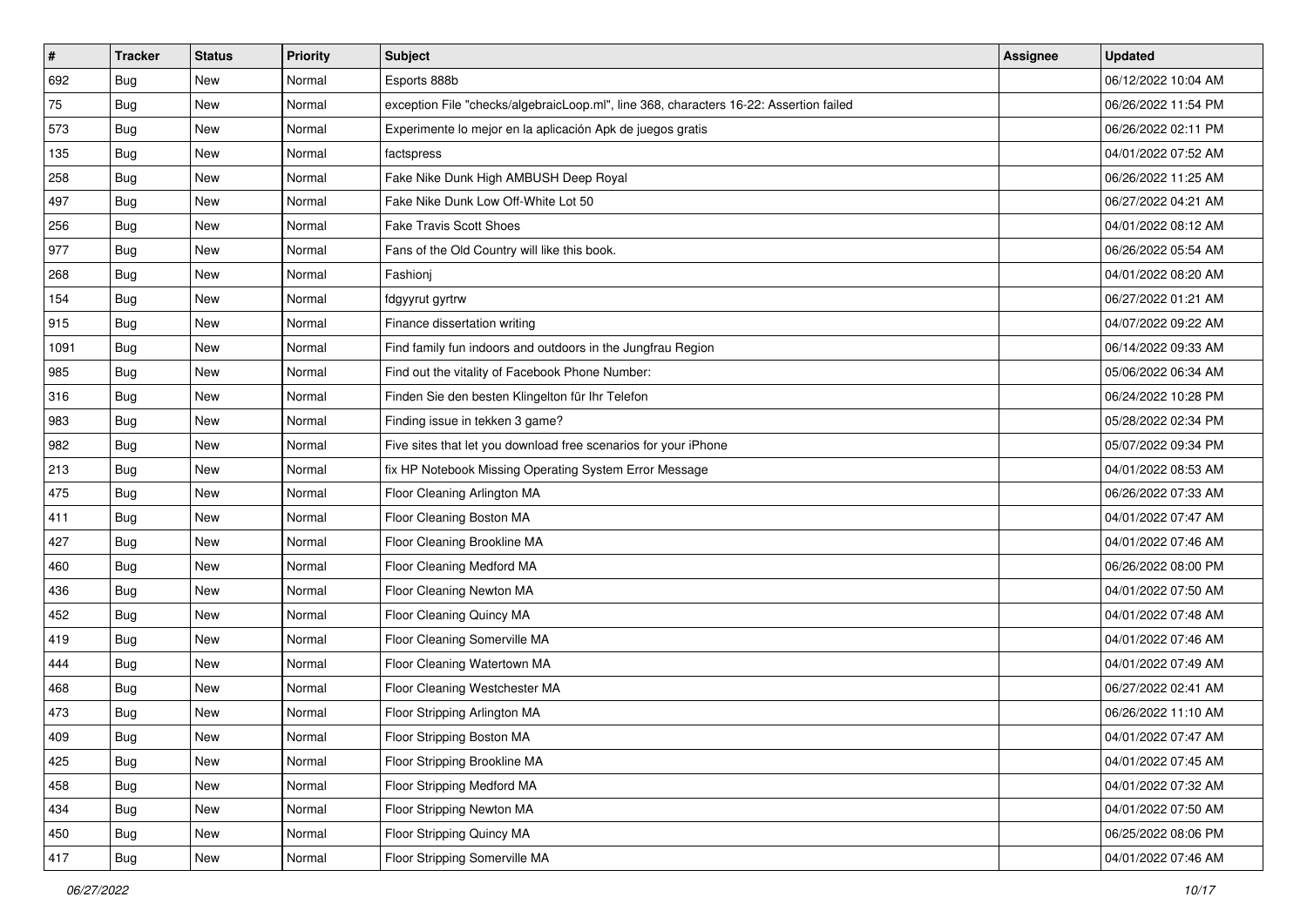| # | Tracker | Status | Priority | Subject | Assignee | Updated |
| --- | --- | --- | --- | --- | --- | --- |
| 692 | Bug | New | Normal | Esports 888b | | 06/12/2022 10:04 AM |
| 75 | Bug | New | Normal | exception File "checks/algebraicLoop.ml", line 368, characters 16-22: Assertion failed | | 06/26/2022 11:54 PM |
| 573 | Bug | New | Normal | Experimente lo mejor en la aplicación Apk de juegos gratis | | 06/26/2022 02:11 PM |
| 135 | Bug | New | Normal | factspress | | 04/01/2022 07:52 AM |
| 258 | Bug | New | Normal | Fake Nike Dunk High AMBUSH Deep Royal | | 06/26/2022 11:25 AM |
| 497 | Bug | New | Normal | Fake Nike Dunk Low Off-White Lot 50 | | 06/27/2022 04:21 AM |
| 256 | Bug | New | Normal | Fake Travis Scott Shoes | | 04/01/2022 08:12 AM |
| 977 | Bug | New | Normal | Fans of the Old Country will like this book. | | 06/26/2022 05:54 AM |
| 268 | Bug | New | Normal | Fashionj | | 04/01/2022 08:20 AM |
| 154 | Bug | New | Normal | fdgyyrut gyrtrw | | 06/27/2022 01:21 AM |
| 915 | Bug | New | Normal | Finance dissertation writing | | 04/07/2022 09:22 AM |
| 1091 | Bug | New | Normal | Find family fun indoors and outdoors in the Jungfrau Region | | 06/14/2022 09:33 AM |
| 985 | Bug | New | Normal | Find out the vitality of Facebook Phone Number: | | 05/06/2022 06:34 AM |
| 316 | Bug | New | Normal | Finden Sie den besten Klingelton für Ihr Telefon | | 06/24/2022 10:28 PM |
| 983 | Bug | New | Normal | Finding issue in tekken 3 game? | | 05/28/2022 02:34 PM |
| 982 | Bug | New | Normal | Five sites that let you download free scenarios for your iPhone | | 05/07/2022 09:34 PM |
| 213 | Bug | New | Normal | fix HP Notebook Missing Operating System Error Message | | 04/01/2022 08:53 AM |
| 475 | Bug | New | Normal | Floor Cleaning Arlington MA | | 06/26/2022 07:33 AM |
| 411 | Bug | New | Normal | Floor Cleaning Boston MA | | 04/01/2022 07:47 AM |
| 427 | Bug | New | Normal | Floor Cleaning Brookline MA | | 04/01/2022 07:46 AM |
| 460 | Bug | New | Normal | Floor Cleaning Medford MA | | 06/26/2022 08:00 PM |
| 436 | Bug | New | Normal | Floor Cleaning Newton MA | | 04/01/2022 07:50 AM |
| 452 | Bug | New | Normal | Floor Cleaning Quincy MA | | 04/01/2022 07:48 AM |
| 419 | Bug | New | Normal | Floor Cleaning Somerville MA | | 04/01/2022 07:46 AM |
| 444 | Bug | New | Normal | Floor Cleaning Watertown MA | | 04/01/2022 07:49 AM |
| 468 | Bug | New | Normal | Floor Cleaning Westchester MA | | 06/27/2022 02:41 AM |
| 473 | Bug | New | Normal | Floor Stripping Arlington MA | | 06/26/2022 11:10 AM |
| 409 | Bug | New | Normal | Floor Stripping Boston MA | | 04/01/2022 07:47 AM |
| 425 | Bug | New | Normal | Floor Stripping Brookline MA | | 04/01/2022 07:45 AM |
| 458 | Bug | New | Normal | Floor Stripping Medford MA | | 04/01/2022 07:32 AM |
| 434 | Bug | New | Normal | Floor Stripping Newton MA | | 04/01/2022 07:50 AM |
| 450 | Bug | New | Normal | Floor Stripping Quincy MA | | 06/25/2022 08:06 PM |
| 417 | Bug | New | Normal | Floor Stripping Somerville MA | | 04/01/2022 07:46 AM |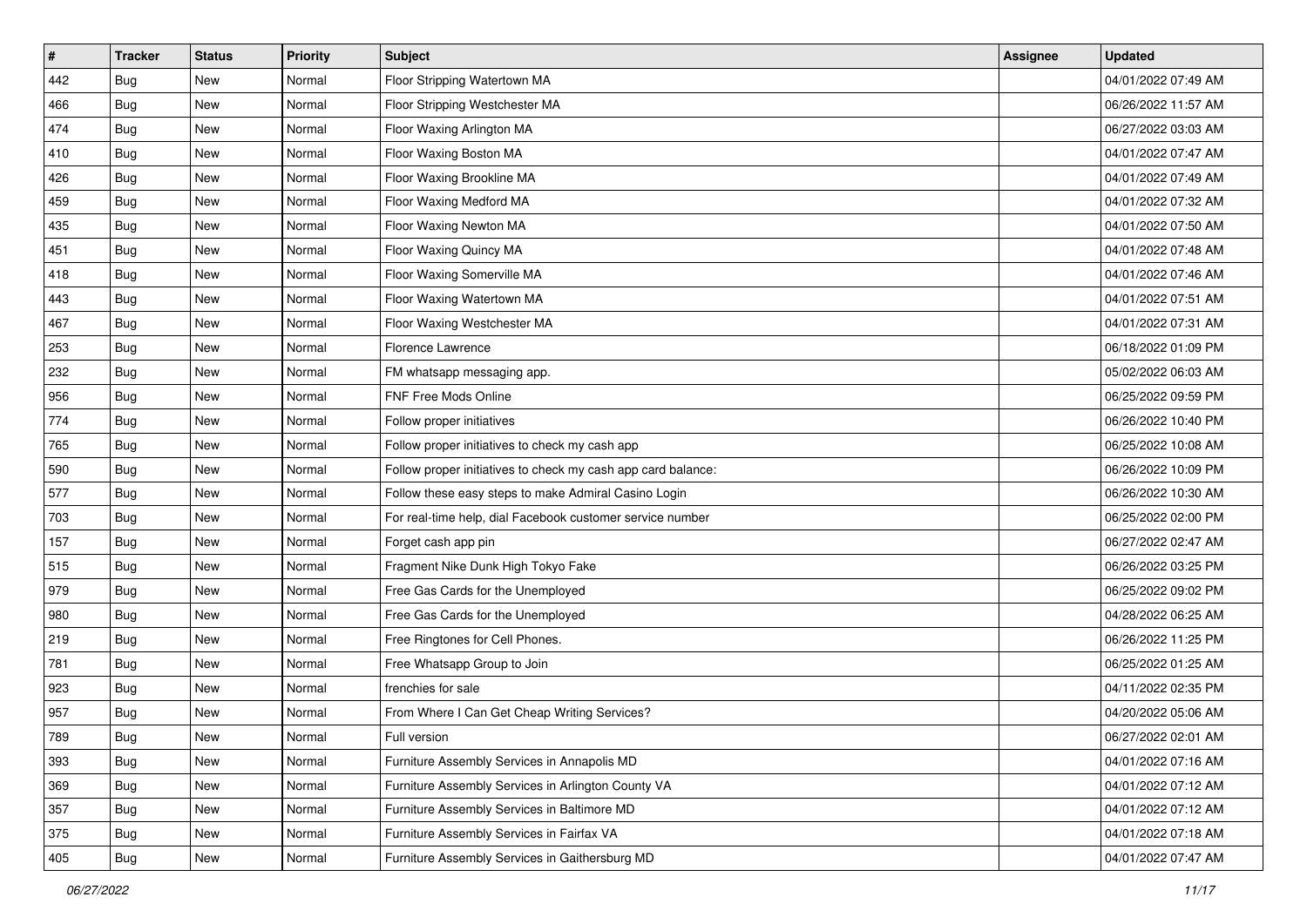| # | Tracker | Status | Priority | Subject | Assignee | Updated |
|---|---|---|---|---|---|---|
| 442 | Bug | New | Normal | Floor Stripping Watertown MA | | 04/01/2022 07:49 AM |
| 466 | Bug | New | Normal | Floor Stripping Westchester MA | | 06/26/2022 11:57 AM |
| 474 | Bug | New | Normal | Floor Waxing Arlington MA | | 06/27/2022 03:03 AM |
| 410 | Bug | New | Normal | Floor Waxing Boston MA | | 04/01/2022 07:47 AM |
| 426 | Bug | New | Normal | Floor Waxing Brookline MA | | 04/01/2022 07:49 AM |
| 459 | Bug | New | Normal | Floor Waxing Medford MA | | 04/01/2022 07:32 AM |
| 435 | Bug | New | Normal | Floor Waxing Newton MA | | 04/01/2022 07:50 AM |
| 451 | Bug | New | Normal | Floor Waxing Quincy MA | | 04/01/2022 07:48 AM |
| 418 | Bug | New | Normal | Floor Waxing Somerville MA | | 04/01/2022 07:46 AM |
| 443 | Bug | New | Normal | Floor Waxing Watertown MA | | 04/01/2022 07:51 AM |
| 467 | Bug | New | Normal | Floor Waxing Westchester MA | | 04/01/2022 07:31 AM |
| 253 | Bug | New | Normal | Florence Lawrence | | 06/18/2022 01:09 PM |
| 232 | Bug | New | Normal | FM whatsapp messaging app. | | 05/02/2022 06:03 AM |
| 956 | Bug | New | Normal | FNF Free Mods Online | | 06/25/2022 09:59 PM |
| 774 | Bug | New | Normal | Follow proper initiatives | | 06/26/2022 10:40 PM |
| 765 | Bug | New | Normal | Follow proper initiatives to check my cash app | | 06/25/2022 10:08 AM |
| 590 | Bug | New | Normal | Follow proper initiatives to check my cash app card balance: | | 06/26/2022 10:09 PM |
| 577 | Bug | New | Normal | Follow these easy steps to make Admiral Casino Login | | 06/26/2022 10:30 AM |
| 703 | Bug | New | Normal | For real-time help, dial Facebook customer service number | | 06/25/2022 02:00 PM |
| 157 | Bug | New | Normal | Forget cash app pin | | 06/27/2022 02:47 AM |
| 515 | Bug | New | Normal | Fragment Nike Dunk High Tokyo Fake | | 06/26/2022 03:25 PM |
| 979 | Bug | New | Normal | Free Gas Cards for the Unemployed | | 06/25/2022 09:02 PM |
| 980 | Bug | New | Normal | Free Gas Cards for the Unemployed | | 04/28/2022 06:25 AM |
| 219 | Bug | New | Normal | Free Ringtones for Cell Phones. | | 06/26/2022 11:25 PM |
| 781 | Bug | New | Normal | Free Whatsapp Group to Join | | 06/25/2022 01:25 AM |
| 923 | Bug | New | Normal | frenchies for sale | | 04/11/2022 02:35 PM |
| 957 | Bug | New | Normal | From Where I Can Get Cheap Writing Services? | | 04/20/2022 05:06 AM |
| 789 | Bug | New | Normal | Full version | | 06/27/2022 02:01 AM |
| 393 | Bug | New | Normal | Furniture Assembly Services in Annapolis MD | | 04/01/2022 07:16 AM |
| 369 | Bug | New | Normal | Furniture Assembly Services in Arlington County VA | | 04/01/2022 07:12 AM |
| 357 | Bug | New | Normal | Furniture Assembly Services in Baltimore MD | | 04/01/2022 07:12 AM |
| 375 | Bug | New | Normal | Furniture Assembly Services in Fairfax VA | | 04/01/2022 07:18 AM |
| 405 | Bug | New | Normal | Furniture Assembly Services in Gaithersburg MD | | 04/01/2022 07:47 AM |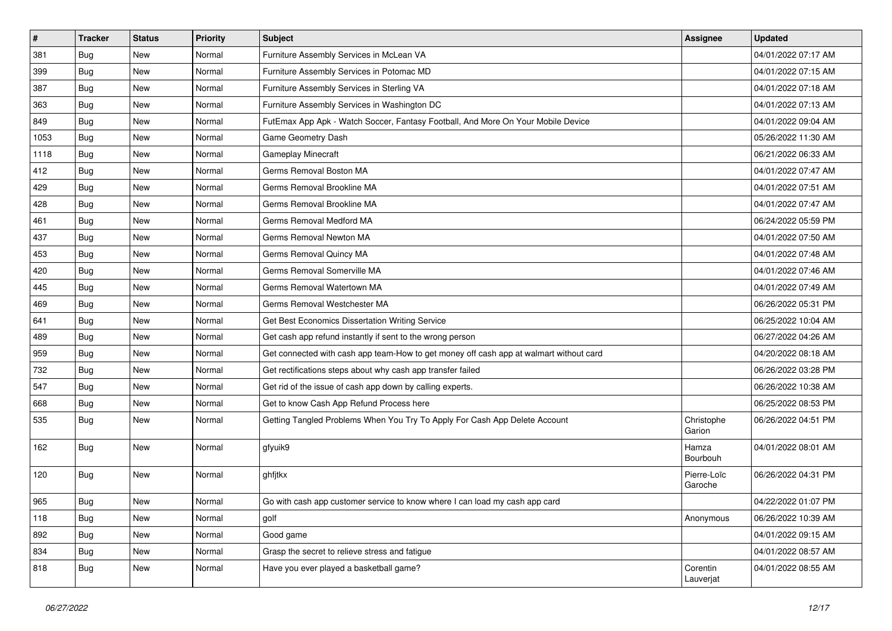| # | Tracker | Status | Priority | Subject | Assignee | Updated |
|---|---|---|---|---|---|---|
| 381 | Bug | New | Normal | Furniture Assembly Services in McLean VA | | 04/01/2022 07:17 AM |
| 399 | Bug | New | Normal | Furniture Assembly Services in Potomac MD | | 04/01/2022 07:15 AM |
| 387 | Bug | New | Normal | Furniture Assembly Services in Sterling VA | | 04/01/2022 07:18 AM |
| 363 | Bug | New | Normal | Furniture Assembly Services in Washington DC | | 04/01/2022 07:13 AM |
| 849 | Bug | New | Normal | FutEmax App Apk - Watch Soccer, Fantasy Football, And More On Your Mobile Device | | 04/01/2022 09:04 AM |
| 1053 | Bug | New | Normal | Game Geometry Dash | | 05/26/2022 11:30 AM |
| 1118 | Bug | New | Normal | Gameplay Minecraft | | 06/21/2022 06:33 AM |
| 412 | Bug | New | Normal | Germs Removal Boston MA | | 04/01/2022 07:47 AM |
| 429 | Bug | New | Normal | Germs Removal Brookline MA | | 04/01/2022 07:51 AM |
| 428 | Bug | New | Normal | Germs Removal Brookline MA | | 04/01/2022 07:47 AM |
| 461 | Bug | New | Normal | Germs Removal Medford MA | | 06/24/2022 05:59 PM |
| 437 | Bug | New | Normal | Germs Removal Newton MA | | 04/01/2022 07:50 AM |
| 453 | Bug | New | Normal | Germs Removal Quincy MA | | 04/01/2022 07:48 AM |
| 420 | Bug | New | Normal | Germs Removal Somerville MA | | 04/01/2022 07:46 AM |
| 445 | Bug | New | Normal | Germs Removal Watertown MA | | 04/01/2022 07:49 AM |
| 469 | Bug | New | Normal | Germs Removal Westchester MA | | 06/26/2022 05:31 PM |
| 641 | Bug | New | Normal | Get Best Economics Dissertation Writing Service | | 06/25/2022 10:04 AM |
| 489 | Bug | New | Normal | Get cash app refund instantly if sent to the wrong person | | 06/27/2022 04:26 AM |
| 959 | Bug | New | Normal | Get connected with cash app team-How to get money off cash app at walmart without card | | 04/20/2022 08:18 AM |
| 732 | Bug | New | Normal | Get rectifications steps about why cash app transfer failed | | 06/26/2022 03:28 PM |
| 547 | Bug | New | Normal | Get rid of the issue of cash app down by calling experts. | | 06/26/2022 10:38 AM |
| 668 | Bug | New | Normal | Get to know Cash App Refund Process here | | 06/25/2022 08:53 PM |
| 535 | Bug | New | Normal | Getting Tangled Problems When You Try To Apply For Cash App Delete Account | Christophe Garion | 06/26/2022 04:51 PM |
| 162 | Bug | New | Normal | gfyuik9 | Hamza Bourbouh | 04/01/2022 08:01 AM |
| 120 | Bug | New | Normal | ghfjtkx | Pierre-Loïc Garoche | 06/26/2022 04:31 PM |
| 965 | Bug | New | Normal | Go with cash app customer service to know where I can load my cash app card | | 04/22/2022 01:07 PM |
| 118 | Bug | New | Normal | golf | Anonymous | 06/26/2022 10:39 AM |
| 892 | Bug | New | Normal | Good game | | 04/01/2022 09:15 AM |
| 834 | Bug | New | Normal | Grasp the secret to relieve stress and fatigue | | 04/01/2022 08:57 AM |
| 818 | Bug | New | Normal | Have you ever played a basketball game? | Corentin Lauverjat | 04/01/2022 08:55 AM |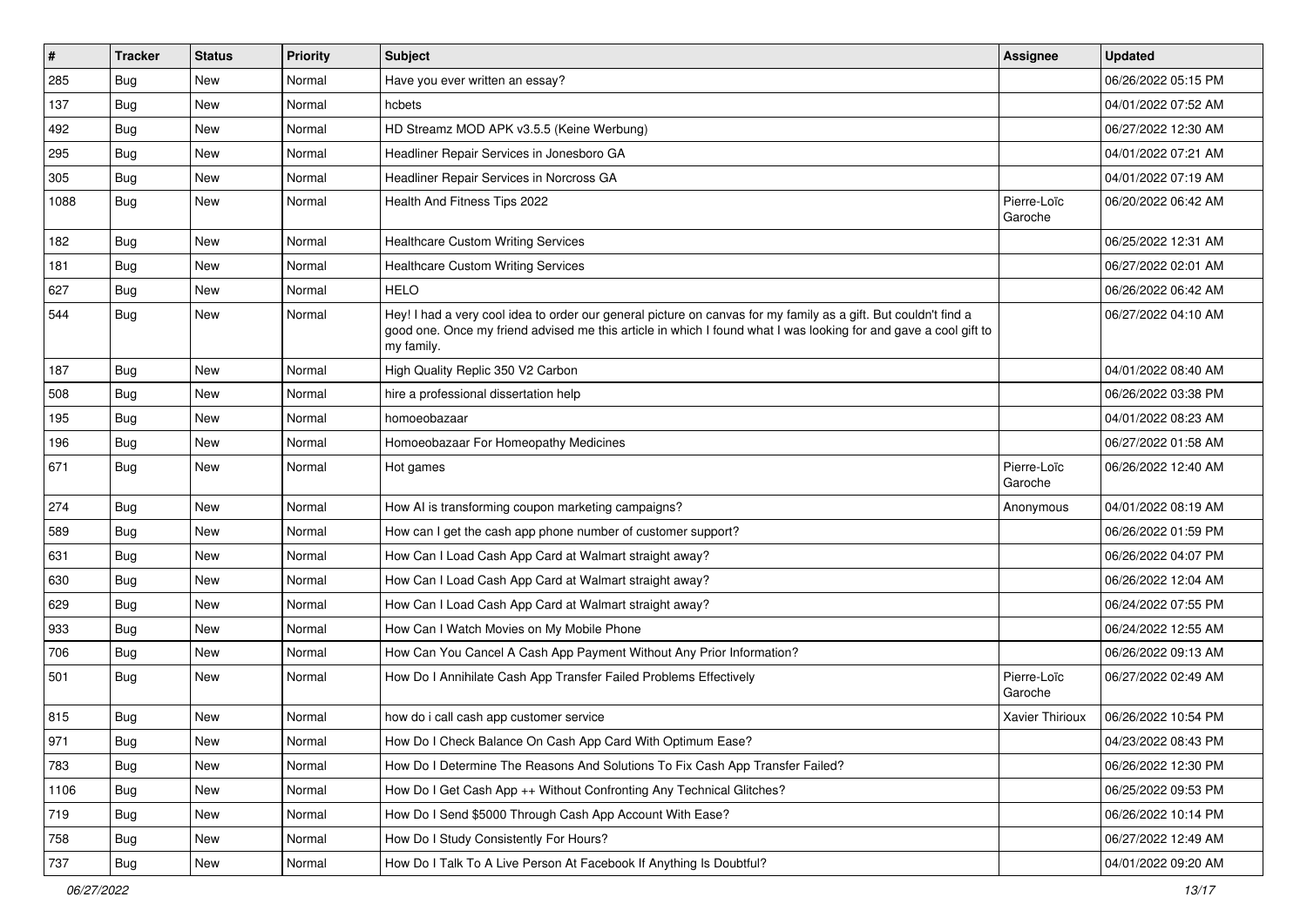| # | Tracker | Status | Priority | Subject | Assignee | Updated |
|---|---|---|---|---|---|---|
| 285 | Bug | New | Normal | Have you ever written an essay? | | 06/26/2022 05:15 PM |
| 137 | Bug | New | Normal | hcbets | | 04/01/2022 07:52 AM |
| 492 | Bug | New | Normal | HD Streamz MOD APK v3.5.5 (Keine Werbung) | | 06/27/2022 12:30 AM |
| 295 | Bug | New | Normal | Headliner Repair Services in Jonesboro GA | | 04/01/2022 07:21 AM |
| 305 | Bug | New | Normal | Headliner Repair Services in Norcross GA | | 04/01/2022 07:19 AM |
| 1088 | Bug | New | Normal | Health And Fitness Tips 2022 | Pierre-Loïc Garoche | 06/20/2022 06:42 AM |
| 182 | Bug | New | Normal | Healthcare Custom Writing Services | | 06/25/2022 12:31 AM |
| 181 | Bug | New | Normal | Healthcare Custom Writing Services | | 06/27/2022 02:01 AM |
| 627 | Bug | New | Normal | HELO | | 06/26/2022 06:42 AM |
| 544 | Bug | New | Normal | Hey! I had a very cool idea to order our general picture on canvas for my family as a gift. But couldn't find a good one. Once my friend advised me this article in which I found what I was looking for and gave a cool gift to my family. | | 06/27/2022 04:10 AM |
| 187 | Bug | New | Normal | High Quality Replic 350 V2 Carbon | | 04/01/2022 08:40 AM |
| 508 | Bug | New | Normal | hire a professional dissertation help | | 06/26/2022 03:38 PM |
| 195 | Bug | New | Normal | homoeobazaar | | 04/01/2022 08:23 AM |
| 196 | Bug | New | Normal | Homoeobazaar For Homeopathy Medicines | | 06/27/2022 01:58 AM |
| 671 | Bug | New | Normal | Hot games | Pierre-Loïc Garoche | 06/26/2022 12:40 AM |
| 274 | Bug | New | Normal | How AI is transforming coupon marketing campaigns? | Anonymous | 04/01/2022 08:19 AM |
| 589 | Bug | New | Normal | How can I get the cash app phone number of customer support? | | 06/26/2022 01:59 PM |
| 631 | Bug | New | Normal | How Can I Load Cash App Card at Walmart straight away? | | 06/26/2022 04:07 PM |
| 630 | Bug | New | Normal | How Can I Load Cash App Card at Walmart straight away? | | 06/26/2022 12:04 AM |
| 629 | Bug | New | Normal | How Can I Load Cash App Card at Walmart straight away? | | 06/24/2022 07:55 PM |
| 933 | Bug | New | Normal | How Can I Watch Movies on My Mobile Phone | | 06/24/2022 12:55 AM |
| 706 | Bug | New | Normal | How Can You Cancel A Cash App Payment Without Any Prior Information? | | 06/26/2022 09:13 AM |
| 501 | Bug | New | Normal | How Do I Annihilate Cash App Transfer Failed Problems Effectively | Pierre-Loïc Garoche | 06/27/2022 02:49 AM |
| 815 | Bug | New | Normal | how do i call cash app customer service | Xavier Thirioux | 06/26/2022 10:54 PM |
| 971 | Bug | New | Normal | How Do I Check Balance On Cash App Card With Optimum Ease? | | 04/23/2022 08:43 PM |
| 783 | Bug | New | Normal | How Do I Determine The Reasons And Solutions To Fix Cash App Transfer Failed? | | 06/26/2022 12:30 PM |
| 1106 | Bug | New | Normal | How Do I Get Cash App ++ Without Confronting Any Technical Glitches? | | 06/25/2022 09:53 PM |
| 719 | Bug | New | Normal | How Do I Send $5000 Through Cash App Account With Ease? | | 06/26/2022 10:14 PM |
| 758 | Bug | New | Normal | How Do I Study Consistently For Hours? | | 06/27/2022 12:49 AM |
| 737 | Bug | New | Normal | How Do I Talk To A Live Person At Facebook If Anything Is Doubtful? | | 04/01/2022 09:20 AM |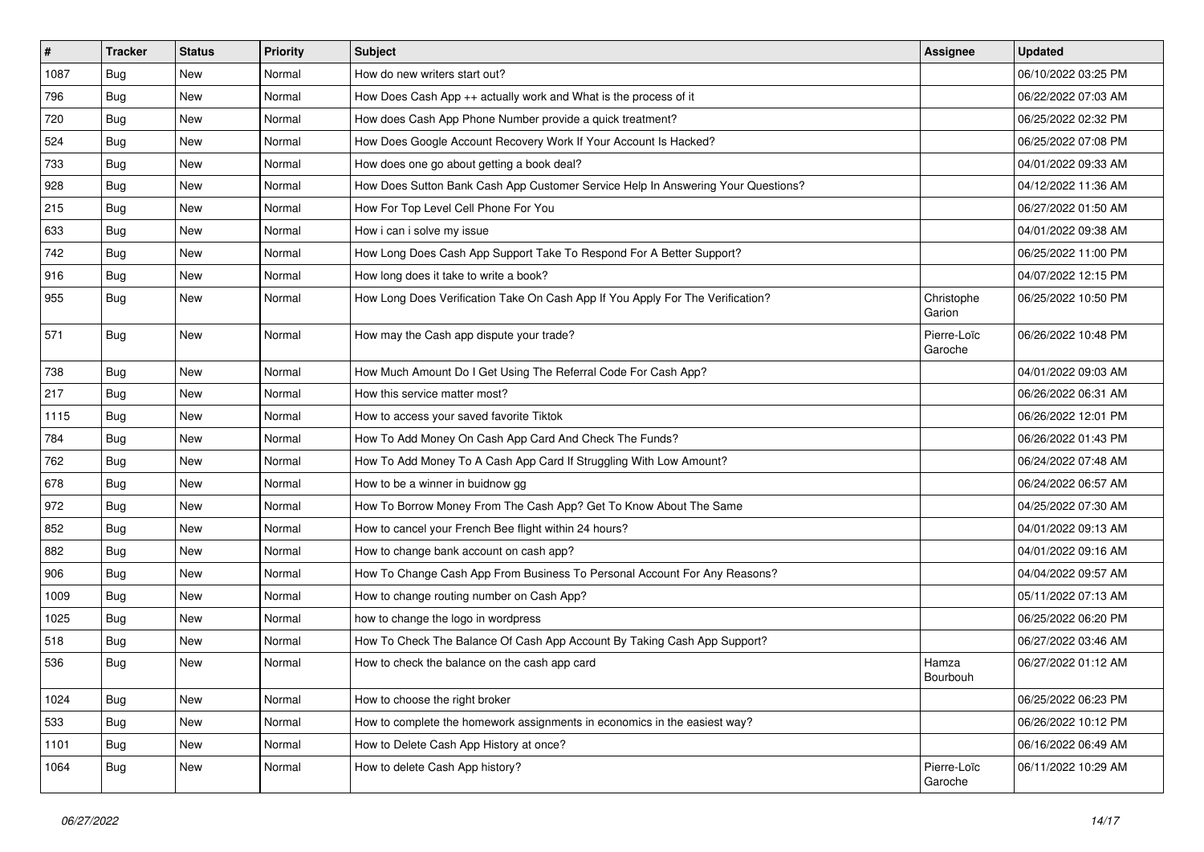| # | Tracker | Status | Priority | Subject | Assignee | Updated |
|---|---|---|---|---|---|---|
| 1087 | Bug | New | Normal | How do new writers start out? | | 06/10/2022 03:25 PM |
| 796 | Bug | New | Normal | How Does Cash App ++ actually work and What is the process of it | | 06/22/2022 07:03 AM |
| 720 | Bug | New | Normal | How does Cash App Phone Number provide a quick treatment? | | 06/25/2022 02:32 PM |
| 524 | Bug | New | Normal | How Does Google Account Recovery Work If Your Account Is Hacked? | | 06/25/2022 07:08 PM |
| 733 | Bug | New | Normal | How does one go about getting a book deal? | | 04/01/2022 09:33 AM |
| 928 | Bug | New | Normal | How Does Sutton Bank Cash App Customer Service Help In Answering Your Questions? | | 04/12/2022 11:36 AM |
| 215 | Bug | New | Normal | How For Top Level Cell Phone For You | | 06/27/2022 01:50 AM |
| 633 | Bug | New | Normal | How i can i solve my issue | | 04/01/2022 09:38 AM |
| 742 | Bug | New | Normal | How Long Does Cash App Support Take To Respond For A Better Support? | | 06/25/2022 11:00 PM |
| 916 | Bug | New | Normal | How long does it take to write a book? | | 04/07/2022 12:15 PM |
| 955 | Bug | New | Normal | How Long Does Verification Take On Cash App If You Apply For The Verification? | Christophe Garion | 06/25/2022 10:50 PM |
| 571 | Bug | New | Normal | How may the Cash app dispute your trade? | Pierre-Loïc Garoche | 06/26/2022 10:48 PM |
| 738 | Bug | New | Normal | How Much Amount Do I Get Using The Referral Code For Cash App? | | 04/01/2022 09:03 AM |
| 217 | Bug | New | Normal | How this service matter most? | | 06/26/2022 06:31 AM |
| 1115 | Bug | New | Normal | How to access your saved favorite Tiktok | | 06/26/2022 12:01 PM |
| 784 | Bug | New | Normal | How To Add Money On Cash App Card And Check The Funds? | | 06/26/2022 01:43 PM |
| 762 | Bug | New | Normal | How To Add Money To A Cash App Card If Struggling With Low Amount? | | 06/24/2022 07:48 AM |
| 678 | Bug | New | Normal | How to be a winner in buidnow gg | | 06/24/2022 06:57 AM |
| 972 | Bug | New | Normal | How To Borrow Money From The Cash App? Get To Know About The Same | | 04/25/2022 07:30 AM |
| 852 | Bug | New | Normal | How to cancel your French Bee flight within 24 hours? | | 04/01/2022 09:13 AM |
| 882 | Bug | New | Normal | How to change bank account on cash app? | | 04/01/2022 09:16 AM |
| 906 | Bug | New | Normal | How To Change Cash App From Business To Personal Account For Any Reasons? | | 04/04/2022 09:57 AM |
| 1009 | Bug | New | Normal | How to change routing number on Cash App? | | 05/11/2022 07:13 AM |
| 1025 | Bug | New | Normal | how to change the logo in wordpress | | 06/25/2022 06:20 PM |
| 518 | Bug | New | Normal | How To Check The Balance Of Cash App Account By Taking Cash App Support? | | 06/27/2022 03:46 AM |
| 536 | Bug | New | Normal | How to check the balance on the cash app card | Hamza Bourbouh | 06/27/2022 01:12 AM |
| 1024 | Bug | New | Normal | How to choose the right broker | | 06/25/2022 06:23 PM |
| 533 | Bug | New | Normal | How to complete the homework assignments in economics in the easiest way? | | 06/26/2022 10:12 PM |
| 1101 | Bug | New | Normal | How to Delete Cash App History at once? | | 06/16/2022 06:49 AM |
| 1064 | Bug | New | Normal | How to delete Cash App history? | Pierre-Loïc Garoche | 06/11/2022 10:29 AM |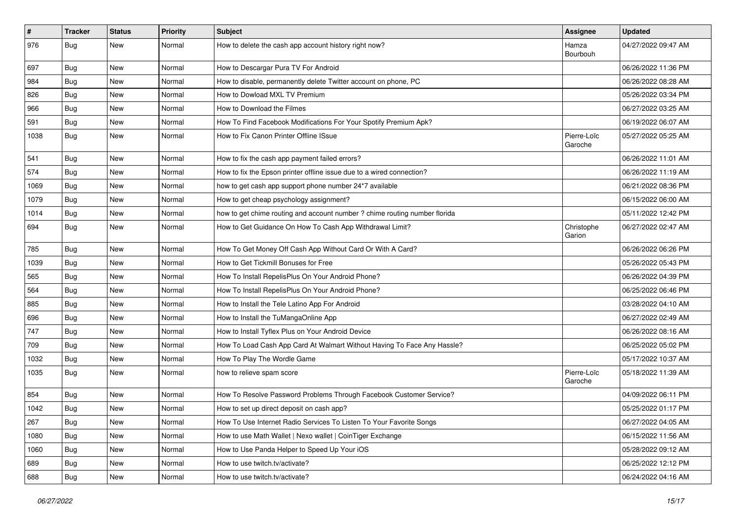| # | Tracker | Status | Priority | Subject | Assignee | Updated |
|---|---|---|---|---|---|---|
| 976 | Bug | New | Normal | How to delete the cash app account history right now? | Hamza Bourbouh | 04/27/2022 09:47 AM |
| 697 | Bug | New | Normal | How to Descargar Pura TV For Android | | 06/26/2022 11:36 PM |
| 984 | Bug | New | Normal | How to disable, permanently delete Twitter account on phone, PC | | 06/26/2022 08:28 AM |
| 826 | Bug | New | Normal | How to Dowload MXL TV Premium | | 05/26/2022 03:34 PM |
| 966 | Bug | New | Normal | How to Download the Filmes | | 06/27/2022 03:25 AM |
| 591 | Bug | New | Normal | How To Find Facebook Modifications For Your Spotify Premium Apk? | | 06/19/2022 06:07 AM |
| 1038 | Bug | New | Normal | How to Fix Canon Printer Offline ISsue | Pierre-Loïc Garoche | 05/27/2022 05:25 AM |
| 541 | Bug | New | Normal | How to fix the cash app payment failed errors? | | 06/26/2022 11:01 AM |
| 574 | Bug | New | Normal | How to fix the Epson printer offline issue due to a wired connection? | | 06/26/2022 11:19 AM |
| 1069 | Bug | New | Normal | how to get cash app support phone number 24*7 available | | 06/21/2022 08:36 PM |
| 1079 | Bug | New | Normal | How to get cheap psychology assignment? | | 06/15/2022 06:00 AM |
| 1014 | Bug | New | Normal | how to get chime routing and account number ? chime routing number florida | | 05/11/2022 12:42 PM |
| 694 | Bug | New | Normal | How to Get Guidance On How To Cash App Withdrawal Limit? | Christophe Garion | 06/27/2022 02:47 AM |
| 785 | Bug | New | Normal | How To Get Money Off Cash App Without Card Or With A Card? | | 06/26/2022 06:26 PM |
| 1039 | Bug | New | Normal | How to Get Tickmill Bonuses for Free | | 05/26/2022 05:43 PM |
| 565 | Bug | New | Normal | How To Install RepelisPlus On Your Android Phone? | | 06/26/2022 04:39 PM |
| 564 | Bug | New | Normal | How To Install RepelisPlus On Your Android Phone? | | 06/25/2022 06:46 PM |
| 885 | Bug | New | Normal | How to Install the Tele Latino App For Android | | 03/28/2022 04:10 AM |
| 696 | Bug | New | Normal | How to Install the TuMangaOnline App | | 06/27/2022 02:49 AM |
| 747 | Bug | New | Normal | How to Install Tyflex Plus on Your Android Device | | 06/26/2022 08:16 AM |
| 709 | Bug | New | Normal | How To Load Cash App Card At Walmart Without Having To Face Any Hassle? | | 06/25/2022 05:02 PM |
| 1032 | Bug | New | Normal | How To Play The Wordle Game | | 05/17/2022 10:37 AM |
| 1035 | Bug | New | Normal | how to relieve spam score | Pierre-Loïc Garoche | 05/18/2022 11:39 AM |
| 854 | Bug | New | Normal | How To Resolve Password Problems Through Facebook Customer Service? | | 04/09/2022 06:11 PM |
| 1042 | Bug | New | Normal | How to set up direct deposit on cash app? | | 05/25/2022 01:17 PM |
| 267 | Bug | New | Normal | How To Use Internet Radio Services To Listen To Your Favorite Songs | | 06/27/2022 04:05 AM |
| 1080 | Bug | New | Normal | How to use Math Wallet \| Nexo wallet \| CoinTiger Exchange | | 06/15/2022 11:56 AM |
| 1060 | Bug | New | Normal | How to Use Panda Helper to Speed Up Your iOS | | 05/28/2022 09:12 AM |
| 689 | Bug | New | Normal | How to use twitch.tv/activate? | | 06/25/2022 12:12 PM |
| 688 | Bug | New | Normal | How to use twitch.tv/activate? | | 06/24/2022 04:16 AM |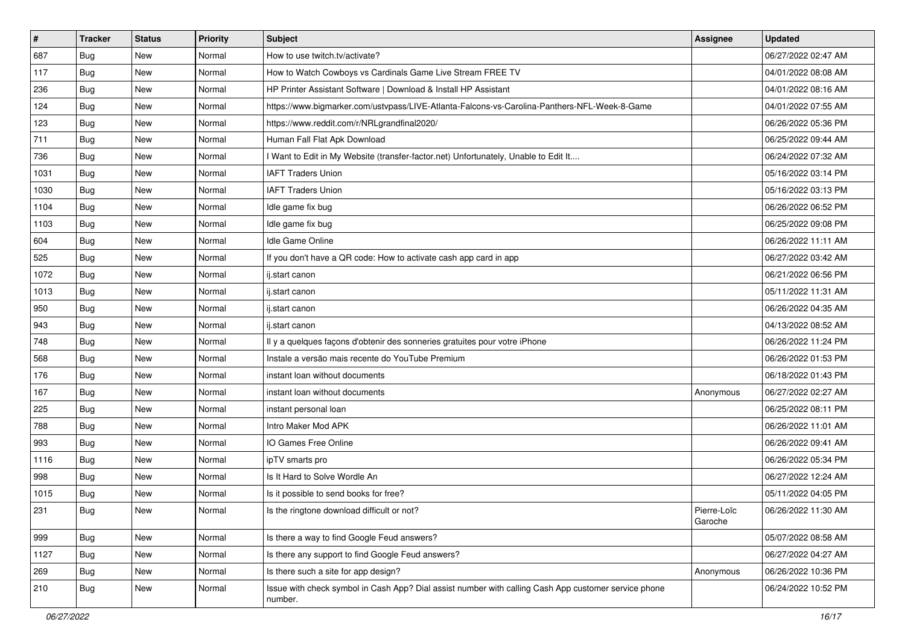| # | Tracker | Status | Priority | Subject | Assignee | Updated |
|---|---|---|---|---|---|---|
| 687 | Bug | New | Normal | How to use twitch.tv/activate? | | 06/27/2022 02:47 AM |
| 117 | Bug | New | Normal | How to Watch Cowboys vs Cardinals Game Live Stream FREE TV | | 04/01/2022 08:08 AM |
| 236 | Bug | New | Normal | HP Printer Assistant Software \| Download & Install HP Assistant | | 04/01/2022 08:16 AM |
| 124 | Bug | New | Normal | https://www.bigmarker.com/ustvpass/LIVE-Atlanta-Falcons-vs-Carolina-Panthers-NFL-Week-8-Game | | 04/01/2022 07:55 AM |
| 123 | Bug | New | Normal | https://www.reddit.com/r/NRLgrandfinal2020/ | | 06/26/2022 05:36 PM |
| 711 | Bug | New | Normal | Human Fall Flat Apk Download | | 06/25/2022 09:44 AM |
| 736 | Bug | New | Normal | I Want to Edit in My Website (transfer-factor.net) Unfortunately, Unable to Edit It.... | | 06/24/2022 07:32 AM |
| 1031 | Bug | New | Normal | IAFT Traders Union | | 05/16/2022 03:14 PM |
| 1030 | Bug | New | Normal | IAFT Traders Union | | 05/16/2022 03:13 PM |
| 1104 | Bug | New | Normal | Idle game fix bug | | 06/26/2022 06:52 PM |
| 1103 | Bug | New | Normal | Idle game fix bug | | 06/25/2022 09:08 PM |
| 604 | Bug | New | Normal | Idle Game Online | | 06/26/2022 11:11 AM |
| 525 | Bug | New | Normal | If you don't have a QR code: How to activate cash app card in app | | 06/27/2022 03:42 AM |
| 1072 | Bug | New | Normal | ij.start canon | | 06/21/2022 06:56 PM |
| 1013 | Bug | New | Normal | ij.start canon | | 05/11/2022 11:31 AM |
| 950 | Bug | New | Normal | ij.start canon | | 06/26/2022 04:35 AM |
| 943 | Bug | New | Normal | ij.start canon | | 04/13/2022 08:52 AM |
| 748 | Bug | New | Normal | Il y a quelques façons d'obtenir des sonneries gratuites pour votre iPhone | | 06/26/2022 11:24 PM |
| 568 | Bug | New | Normal | Instale a versão mais recente do YouTube Premium | | 06/26/2022 01:53 PM |
| 176 | Bug | New | Normal | instant loan without documents | | 06/18/2022 01:43 PM |
| 167 | Bug | New | Normal | instant loan without documents | Anonymous | 06/27/2022 02:27 AM |
| 225 | Bug | New | Normal | instant personal loan | | 06/25/2022 08:11 PM |
| 788 | Bug | New | Normal | Intro Maker Mod APK | | 06/26/2022 11:01 AM |
| 993 | Bug | New | Normal | IO Games Free Online | | 06/26/2022 09:41 AM |
| 1116 | Bug | New | Normal | ipTV smarts pro | | 06/26/2022 05:34 PM |
| 998 | Bug | New | Normal | Is It Hard to Solve Wordle An | | 06/27/2022 12:24 AM |
| 1015 | Bug | New | Normal | Is it possible to send books for free? | | 05/11/2022 04:05 PM |
| 231 | Bug | New | Normal | Is the ringtone download difficult or not? | Pierre-Loïc Garoche | 06/26/2022 11:30 AM |
| 999 | Bug | New | Normal | Is there a way to find Google Feud answers? | | 05/07/2022 08:58 AM |
| 1127 | Bug | New | Normal | Is there any support to find Google Feud answers? | | 06/27/2022 04:27 AM |
| 269 | Bug | New | Normal | Is there such a site for app design? | Anonymous | 06/26/2022 10:36 PM |
| 210 | Bug | New | Normal | Issue with check symbol in Cash App? Dial assist number with calling Cash App customer service phone number. | | 06/24/2022 10:52 PM |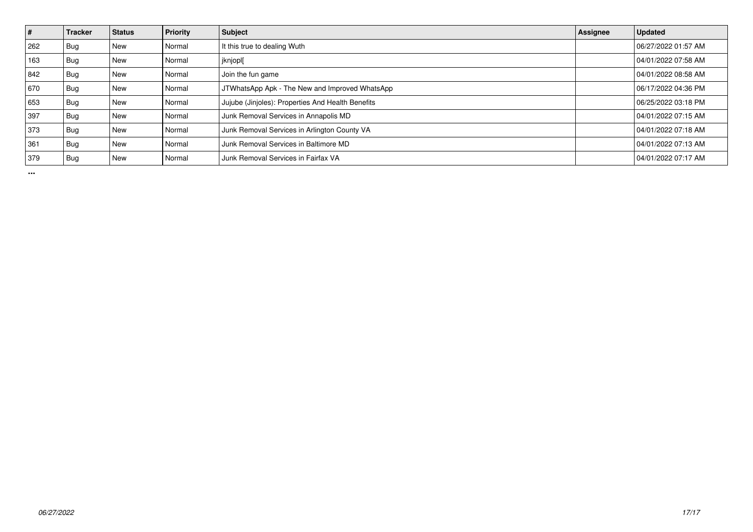| # | Tracker | Status | Priority | Subject | Assignee | Updated |
|---|---|---|---|---|---|---|
| 262 | Bug | New | Normal | It this true to dealing Wuth | | 06/27/2022 01:57 AM |
| 163 | Bug | New | Normal | jknjopl[ | | 04/01/2022 07:58 AM |
| 842 | Bug | New | Normal | Join the fun game | | 04/01/2022 08:58 AM |
| 670 | Bug | New | Normal | JTWhatsApp Apk - The New and Improved WhatsApp | | 06/17/2022 04:36 PM |
| 653 | Bug | New | Normal | Jujube (Jinjoles): Properties And Health Benefits | | 06/25/2022 03:18 PM |
| 397 | Bug | New | Normal | Junk Removal Services in Annapolis MD | | 04/01/2022 07:15 AM |
| 373 | Bug | New | Normal | Junk Removal Services in Arlington County VA | | 04/01/2022 07:18 AM |
| 361 | Bug | New | Normal | Junk Removal Services in Baltimore MD | | 04/01/2022 07:13 AM |
| 379 | Bug | New | Normal | Junk Removal Services in Fairfax VA | | 04/01/2022 07:17 AM |

...